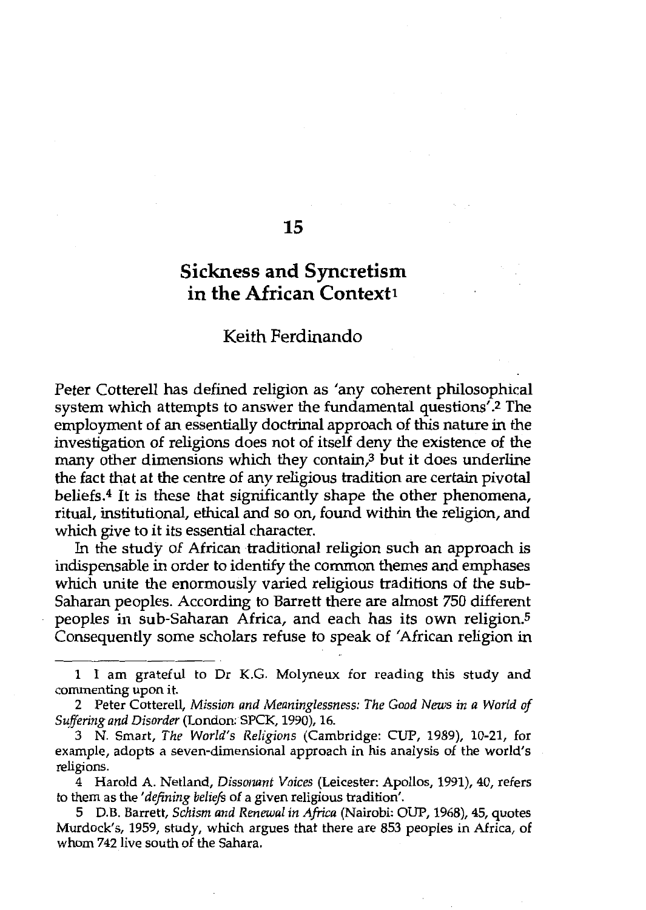# 15

## Sickness and Syncretism in the African Context[1]

### Keith Ferdinando

Peter Cotterell has defined religion as 'any coherent philosophical system which attempts to answer the fundamental questions'.[2] The employment of an essentially doctrinal approach of this nature in the investigation of religions does not of itself deny the existence of the many other dimensions which they contain,[3] but it does underline the fact that at the centre of any religious tradition are certain pivotal beliefs.[4] It is these that significantly shape the other phenomena, ritual, institutional, ethical and so on, found within the religion, and which give to it its essential character.

In the study of African traditional religion such an approach is indispensable in order to identify the common themes and emphases which unite the enormously varied religious traditions of the sub-Saharan peoples. According to Barrett there are almost 750 different peoples in sub-Saharan Africa, and each has its own religion.[5] Consequently some scholars refuse to speak of 'African religion in

---

1 I am grateful to Dr K.G. Molyneux for reading this study and commenting upon it.

2 Peter Cotterell, *Mission and Meaninglessness: The Good News in a World of Suffering and Disorder* (London: SPCK, 1990), 16.

3 N. Smart, *The World's Religions* (Cambridge: CUP, 1989), 10-21, for example, adopts a seven-dimensional approach in his analysis of the world's religions.

4 Harold A. Netland, *Dissonant Voices* (Leicester: Apollos, 1991), 40, refers to them as the '*defining beliefs* of a given religious tradition'.

5 D.B. Barrett, *Schism and Renewal in Africa* (Nairobi: OUP, 1968), 45, quotes Murdock's, 1959, study, which argues that there are 853 peoples in Africa, of whom 742 live south of the Sahara.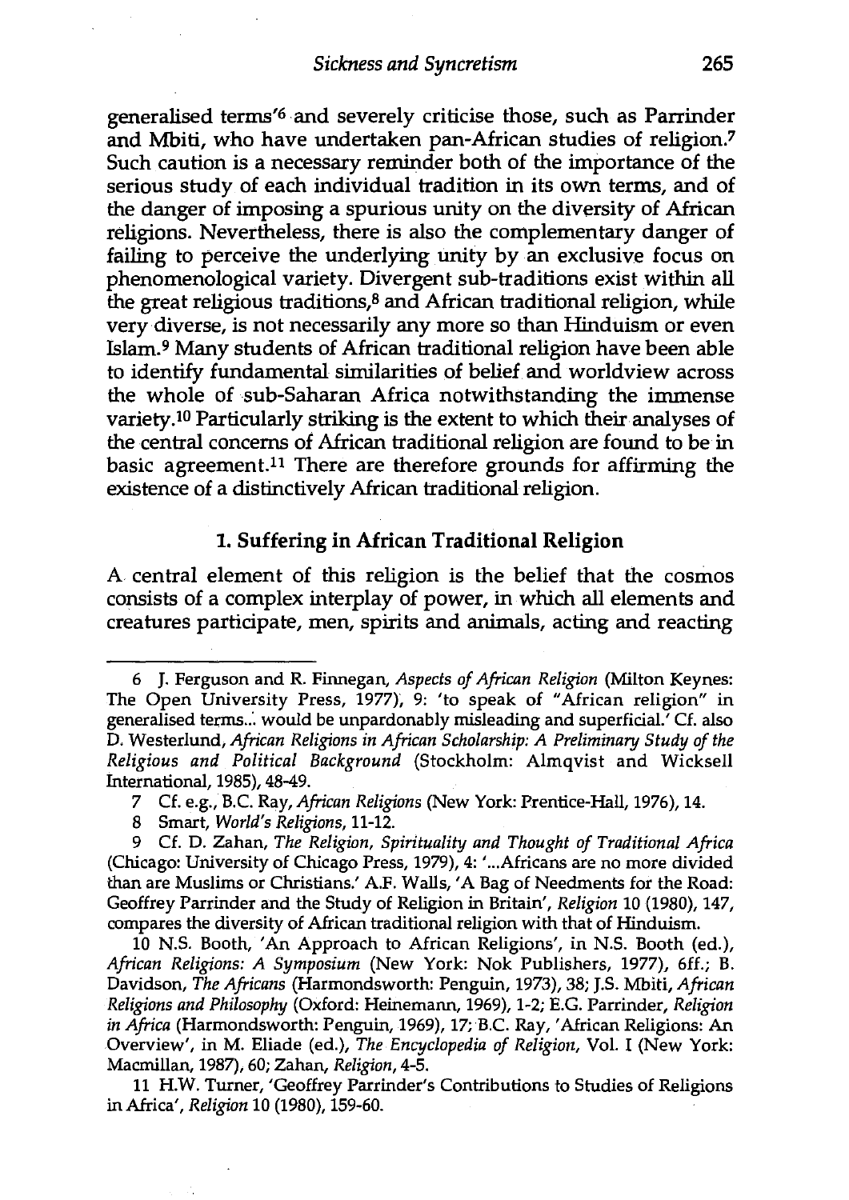generalised terms'[6] and severely criticise those, such as Parrinder and Mbiti, who have undertaken pan-African studies of religion.[7] Such caution is a necessary reminder both of the importance of the serious study of each individual tradition in its own terms, and of the danger of imposing a spurious unity on the diversity of African religions. Nevertheless, there is also the complementary danger of failing to perceive the underlying unity by an exclusive focus on phenomenological variety. Divergent sub-traditions exist within all the great religious traditions,[8] and African traditional religion, while very diverse, is not necessarily any more so than Hinduism or even Islam.[9] Many students of African traditional religion have been able to identify fundamental similarities of belief and worldview across the whole of sub-Saharan Africa notwithstanding the immense variety.[10] Particularly striking is the extent to which their analyses of the central concerns of African traditional religion are found to be in basic agreement.[11] There are therefore grounds for affirming the existence of a distinctively African traditional religion.

## 1. Suffering in African Traditional Religion

A central element of this religion is the belief that the cosmos consists of a complex interplay of power, in which all elements and creatures participate, men, spirits and animals, acting and reacting

---

6 J. Ferguson and R. Finnegan, *Aspects of African Religion* (Milton Keynes: The Open University Press, 1977), 9: 'to speak of "African religion" in generalised terms... would be unpardonably misleading and superficial.' Cf. also D. Westerlund, *African Religions in African Scholarship: A Preliminary Study of the Religious and Political Background* (Stockholm: Almqvist and Wicksell International, 1985), 48-49.

7 Cf. e.g., B.C. Ray, *African Religions* (New York: Prentice-Hall, 1976), 14.

8 Smart, *World's Religions*, 11-12.

9 Cf. D. Zahan, *The Religion, Spirituality and Thought of Traditional Africa* (Chicago: University of Chicago Press, 1979), 4: '...Africans are no more divided than are Muslims or Christians.' A.F. Walls, 'A Bag of Needments for the Road: Geoffrey Parrinder and the Study of Religion in Britain', *Religion* 10 (1980), 147, compares the diversity of African traditional religion with that of Hinduism.

10 N.S. Booth, 'An Approach to African Religions', in N.S. Booth (ed.), *African Religions: A Symposium* (New York: Nok Publishers, 1977), 6ff.; B. Davidson, *The Africans* (Harmondsworth: Penguin, 1973), 38; J.S. Mbiti, *African Religions and Philosophy* (Oxford: Heinemann, 1969), 1-2; E.G. Parrinder, *Religion in Africa* (Harmondsworth: Penguin, 1969), 17; B.C. Ray, 'African Religions: An Overview', in M. Eliade (ed.), *The Encyclopedia of Religion*, Vol. I (New York: Macmillan, 1987), 60; Zahan, *Religion*, 4-5.

11 H.W. Turner, 'Geoffrey Parrinder's Contributions to Studies of Religions in Africa', *Religion* 10 (1980), 159-60.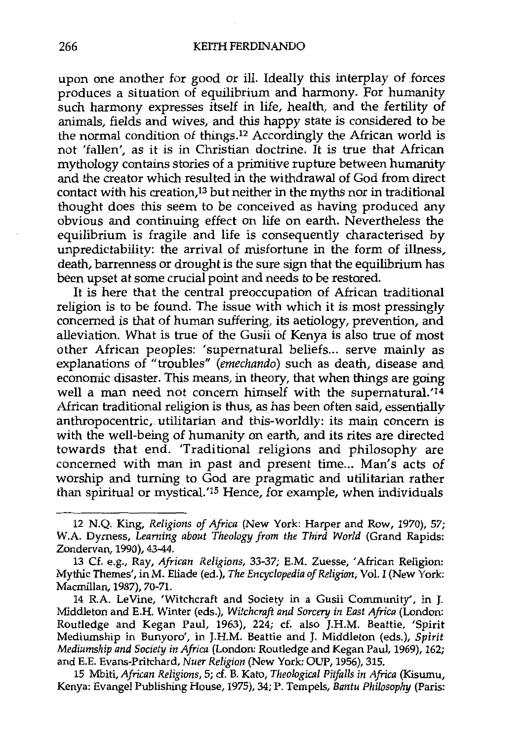upon one another for good or ill. Ideally this interplay of forces produces a situation of equilibrium and harmony. For humanity such harmony expresses itself in life, health, and the fertility of animals, fields and wives, and this happy state is considered to be the normal condition of things.[12] Accordingly the African world is not 'fallen', as it is in Christian doctrine. It is true that African mythology contains stories of a primitive rupture between humanity and the creator which resulted in the withdrawal of God from direct contact with his creation,[13] but neither in the myths nor in traditional thought does this seem to be conceived as having produced any obvious and continuing effect on life on earth. Nevertheless the equilibrium is fragile and life is consequently characterised by unpredictability: the arrival of misfortune in the form of illness, death, barrenness or drought is the sure sign that the equilibrium has been upset at some crucial point and needs to be restored.

It is here that the central preoccupation of African traditional religion is to be found. The issue with which it is most pressingly concerned is that of human suffering, its aetiology, prevention, and alleviation. What is true of the Gusii of Kenya is also true of most other African peoples: 'supernatural beliefs... serve mainly as explanations of "troubles" (*emechando*) such as death, disease and economic disaster. This means, in theory, that when things are going well a man need not concern himself with the supernatural.'[14] African traditional religion is thus, as has been often said, essentially anthropocentric, utilitarian and this-worldly: its main concern is with the well-being of humanity on earth, and its rites are directed towards that end. 'Traditional religions and philosophy are concerned with man in past and present time... Man's acts of worship and turning to God are pragmatic and utilitarian rather than spiritual or mystical.'[15] Hence, for example, when individuals

---

12 N.Q. King, *Religions of Africa* (New York: Harper and Row, 1970), 57; W.A. Dyrness, *Learning about Theology from the Third World* (Grand Rapids: Zondervan, 1990), 43-44.

13 Cf. e.g., Ray, *African Religions*, 33-37; E.M. Zuesse, 'African Religion: Mythic Themes', in M. Eliade (ed.), *The Encyclopedia of Religion*, Vol. I (New York: Macmillan, 1987), 70-71.

14 R.A. LeVine, 'Witchcraft and Society in a Gusii Community', in J. Middleton and E.H. Winter (eds.), *Witchcraft and Sorcery in East Africa* (London: Routledge and Kegan Paul, 1963), 224; cf. also J.H.M. Beattie, 'Spirit Mediumship in Bunyoro', in J.H.M. Beattie and J. Middleton (eds.), *Spirit Mediumship and Society in Africa* (London: Routledge and Kegan Paul, 1969), 162; and E.E. Evans-Pritchard, *Nuer Religion* (New York: OUP, 1956), 315.

15 Mbiti, *African Religions*, 5; cf. B. Kato, *Theological Pitfalls in Africa* (Kisumu, Kenya: Evangel Publishing House, 1975), 34; P. Tempels, *Bantu Philosophy* (Paris: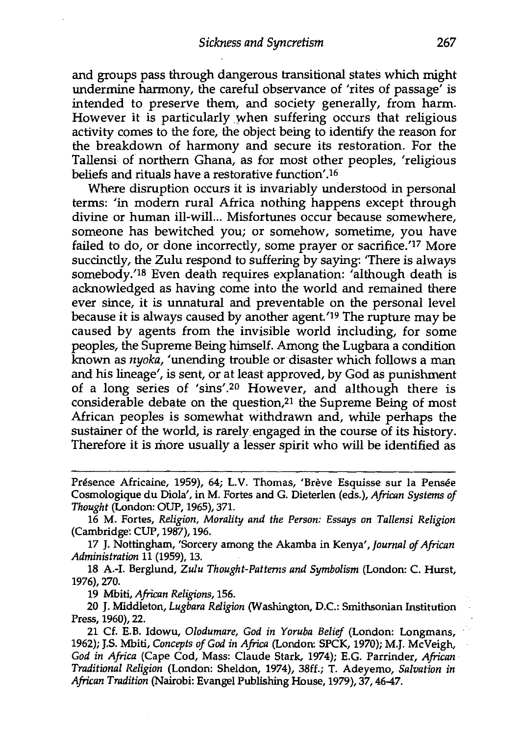and groups pass through dangerous transitional states which might undermine harmony, the careful observance of 'rites of passage' is intended to preserve them, and society generally, from harm. However it is particularly when suffering occurs that religious activity comes to the fore, the object being to identify the reason for the breakdown of harmony and secure its restoration. For the Tallensi of northern Ghana, as for most other peoples, 'religious beliefs and rituals have a restorative function'.[16]

Where disruption occurs it is invariably understood in personal terms: 'in modern rural Africa nothing happens except through divine or human ill-will... Misfortunes occur because somewhere, someone has bewitched you; or somehow, sometime, you have failed to do, or done incorrectly, some prayer or sacrifice.'[17] More succinctly, the Zulu respond to suffering by saying: 'There is always somebody.'[18] Even death requires explanation: 'although death is acknowledged as having come into the world and remained there ever since, it is unnatural and preventable on the personal level because it is always caused by another agent.'[19] The rupture may be caused by agents from the invisible world including, for some peoples, the Supreme Being himself. Among the Lugbara a condition known as *nyoka*, 'unending trouble or disaster which follows a man and his lineage', is sent, or at least approved, by God as punishment of a long series of 'sins'.[20] However, and although there is considerable debate on the question,[21] the Supreme Being of most African peoples is somewhat withdrawn and, while perhaps the sustainer of the world, is rarely engaged in the course of its history. Therefore it is more usually a lesser spirit who will be identified as

---

Présence Africaine, 1959), 64; L.V. Thomas, 'Brève Esquisse sur la Pensée Cosmologique du Diola', in M. Fortes and G. Dieterlen (eds.), *African Systems of Thought* (London: OUP, 1965), 371.

16 M. Fortes, *Religion, Morality and the Person: Essays on Tallensi Religion* (Cambridge: CUP, 1987), 196.

17 J. Nottingham, 'Sorcery among the Akamba in Kenya', *Journal of African Administration* 11 (1959), 13.

18 A.-I. Berglund, *Zulu Thought-Patterns and Symbolism* (London: C. Hurst, 1976), 270.

19 Mbiti, *African Religions*, 156.

20 J. Middleton, *Lugbara Religion* (Washington, D.C.: Smithsonian Institution Press, 1960), 22.

21 Cf. E.B. Idowu, *Olodumare, God in Yoruba Belief* (London: Longmans, 1962); J.S. Mbiti, *Concepts of God in Africa* (London: SPCK, 1970); M.J. McVeigh, *God in Africa* (Cape Cod, Mass: Claude Stark, 1974); E.G. Parrinder, *African Traditional Religion* (London: Sheldon, 1974), 38ff.; T. Adeyemo, *Salvation in African Tradition* (Nairobi: Evangel Publishing House, 1979), 37, 46-47.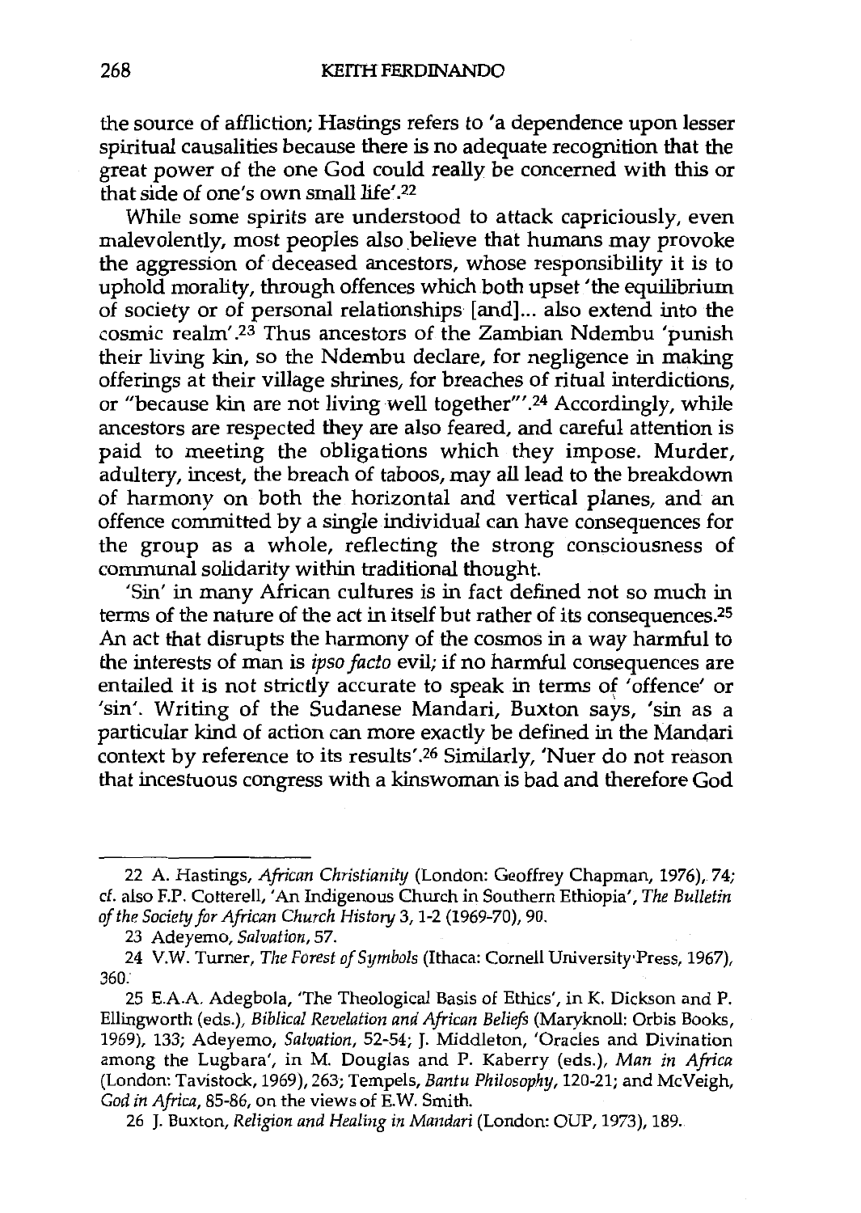the source of affliction; Hastings refers to 'a dependence upon lesser spiritual causalities because there is no adequate recognition that the great power of the one God could really be concerned with this or that side of one's own small life'.[22]

While some spirits are understood to attack capriciously, even malevolently, most peoples also believe that humans may provoke the aggression of deceased ancestors, whose responsibility it is to uphold morality, through offences which both upset 'the equilibrium of society or of personal relationships [and]... also extend into the cosmic realm'.[23] Thus ancestors of the Zambian Ndembu 'punish their living kin, so the Ndembu declare, for negligence in making offerings at their village shrines, for breaches of ritual interdictions, or "because kin are not living well together"'.[24] Accordingly, while ancestors are respected they are also feared, and careful attention is paid to meeting the obligations which they impose. Murder, adultery, incest, the breach of taboos, may all lead to the breakdown of harmony on both the horizontal and vertical planes, and an offence committed by a single individual can have consequences for the group as a whole, reflecting the strong consciousness of communal solidarity within traditional thought.

'Sin' in many African cultures is in fact defined not so much in terms of the nature of the act in itself but rather of its consequences.[25] An act that disrupts the harmony of the cosmos in a way harmful to the interests of man is *ipso facto* evil; if no harmful consequences are entailed it is not strictly accurate to speak in terms of 'offence' or 'sin'. Writing of the Sudanese Mandari, Buxton says, 'sin as a particular kind of action can more exactly be defined in the Mandari context by reference to its results'.[26] Similarly, 'Nuer do not reason that incestuous congress with a kinswoman is bad and therefore God

---

22 A. Hastings, *African Christianity* (London: Geoffrey Chapman, 1976), 74; cf. also F.P. Cotterell, 'An Indigenous Church in Southern Ethiopia', *The Bulletin of the Society for African Church History* 3, 1-2 (1969-70), 90.

23 Adeyemo, *Salvation*, 57.

24 V.W. Turner, *The Forest of Symbols* (Ithaca: Cornell University Press, 1967), 360.

25 E.A.A. Adegbola, 'The Theological Basis of Ethics', in K. Dickson and P. Ellingworth (eds.), *Biblical Revelation and African Beliefs* (Maryknoll: Orbis Books, 1969), 133; Adeyemo, *Salvation*, 52-54; J. Middleton, 'Oracles and Divination among the Lugbara', in M. Douglas and P. Kaberry (eds.), *Man in Africa* (London: Tavistock, 1969), 263; Tempels, *Bantu Philosophy*, 120-21; and McVeigh, *God in Africa*, 85-86, on the views of E.W. Smith.

26 J. Buxton, *Religion and Healing in Mandari* (London: OUP, 1973), 189.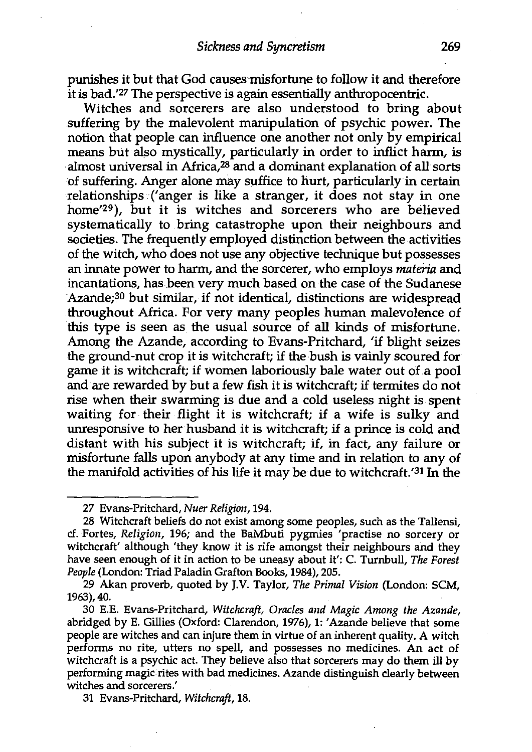punishes it but that God causes misfortune to follow it and therefore it is bad.'[27] The perspective is again essentially anthropocentric.

Witches and sorcerers are also understood to bring about suffering by the malevolent manipulation of psychic power. The notion that people can influence one another not only by empirical means but also mystically, particularly in order to inflict harm, is almost universal in Africa,[28] and a dominant explanation of all sorts of suffering. Anger alone may suffice to hurt, particularly in certain relationships ('anger is like a stranger, it does not stay in one home'[29]), but it is witches and sorcerers who are believed systematically to bring catastrophe upon their neighbours and societies. The frequently employed distinction between the activities of the witch, who does not use any objective technique but possesses an innate power to harm, and the sorcerer, who employs *materia* and incantations, has been very much based on the case of the Sudanese Azande;[30] but similar, if not identical, distinctions are widespread throughout Africa. For very many peoples human malevolence of this type is seen as the usual source of all kinds of misfortune. Among the Azande, according to Evans-Pritchard, 'if blight seizes the ground-nut crop it is witchcraft; if the bush is vainly scoured for game it is witchcraft; if women laboriously bale water out of a pool and are rewarded by but a few fish it is witchcraft; if termites do not rise when their swarming is due and a cold useless night is spent waiting for their flight it is witchcraft; if a wife is sulky and unresponsive to her husband it is witchcraft; if a prince is cold and distant with his subject it is witchcraft; if, in fact, any failure or misfortune falls upon anybody at any time and in relation to any of the manifold activities of his life it may be due to witchcraft.'[31] In the

---

27 Evans-Pritchard, *Nuer Religion*, 194.

28 Witchcraft beliefs do not exist among some peoples, such as the Tallensi, cf. Fortes, *Religion*, 196; and the BaMbuti pygmies 'practise no sorcery or witchcraft' although 'they know it is rife amongst their neighbours and they have seen enough of it in action to be uneasy about it': C. Turnbull, *The Forest People* (London: Triad Paladin Grafton Books, 1984), 205.

29 Akan proverb, quoted by J.V. Taylor, *The Primal Vision* (London: SCM, 1963), 40.

30 E.E. Evans-Pritchard, *Witchcraft, Oracles and Magic Among the Azande*, abridged by E. Gillies (Oxford: Clarendon, 1976), 1: 'Azande believe that some people are witches and can injure them in virtue of an inherent quality. A witch performs no rite, utters no spell, and possesses no medicines. An act of witchcraft is a psychic act. They believe also that sorcerers may do them ill by performing magic rites with bad medicines. Azande distinguish clearly between witches and sorcerers.'

31 Evans-Pritchard, *Witchcraft*, 18.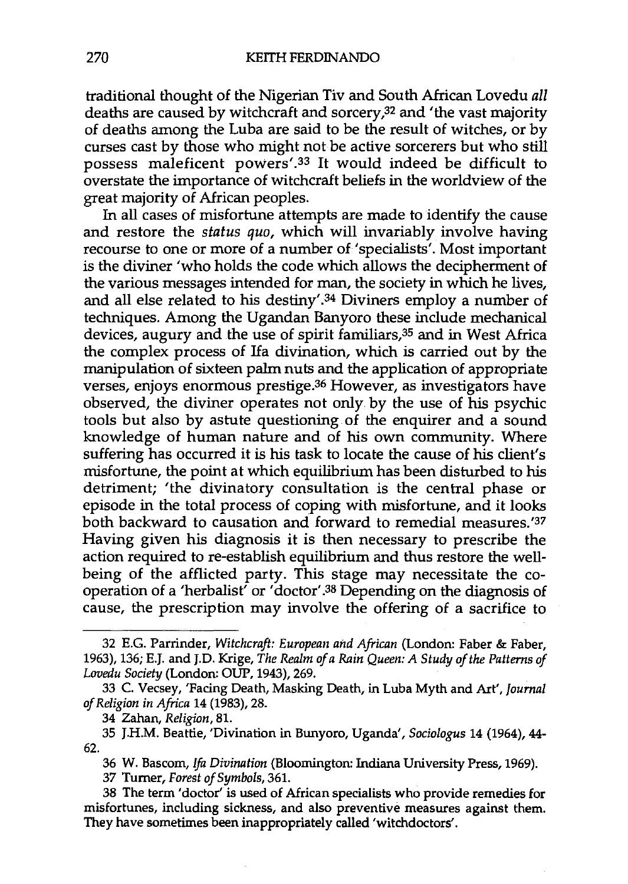traditional thought of the Nigerian Tiv and South African Lovedu *all* deaths are caused by witchcraft and sorcery,[32] and 'the vast majority of deaths among the Luba are said to be the result of witches, or by curses cast by those who might not be active sorcerers but who still possess maleficent powers'.[33] It would indeed be difficult to overstate the importance of witchcraft beliefs in the worldview of the great majority of African peoples.

In all cases of misfortune attempts are made to identify the cause and restore the *status quo*, which will invariably involve having recourse to one or more of a number of 'specialists'. Most important is the diviner 'who holds the code which allows the decipherment of the various messages intended for man, the society in which he lives, and all else related to his destiny'.[34] Diviners employ a number of techniques. Among the Ugandan Banyoro these include mechanical devices, augury and the use of spirit familiars,[35] and in West Africa the complex process of Ifa divination, which is carried out by the manipulation of sixteen palm nuts and the application of appropriate verses, enjoys enormous prestige.[36] However, as investigators have observed, the diviner operates not only by the use of his psychic tools but also by astute questioning of the enquirer and a sound knowledge of human nature and of his own community. Where suffering has occurred it is his task to locate the cause of his client's misfortune, the point at which equilibrium has been disturbed to his detriment; 'the divinatory consultation is the central phase or episode in the total process of coping with misfortune, and it looks both backward to causation and forward to remedial measures.'[37] Having given his diagnosis it is then necessary to prescribe the action required to re-establish equilibrium and thus restore the well-being of the afflicted party. This stage may necessitate the co-operation of a 'herbalist' or 'doctor'.[38] Depending on the diagnosis of cause, the prescription may involve the offering of a sacrifice to

---

32 E.G. Parrinder, *Witchcraft: European and African* (London: Faber & Faber, 1963), 136; E.J. and J.D. Krige, *The Realm of a Rain Queen: A Study of the Patterns of Lovedu Society* (London: OUP, 1943), 269.

33 C. Vecsey, 'Facing Death, Masking Death, in Luba Myth and Art', *Journal of Religion in Africa* 14 (1983), 28.

34 Zahan, *Religion*, 81.

35 J.H.M. Beattie, 'Divination in Bunyoro, Uganda', *Sociologus* 14 (1964), 44-62.

36 W. Bascom, *Ifa Divination* (Bloomington: Indiana University Press, 1969).

37 Turner, *Forest of Symbols*, 361.

38 The term 'doctor' is used of African specialists who provide remedies for misfortunes, including sickness, and also preventive measures against them. They have sometimes been inappropriately called 'witchdoctors'.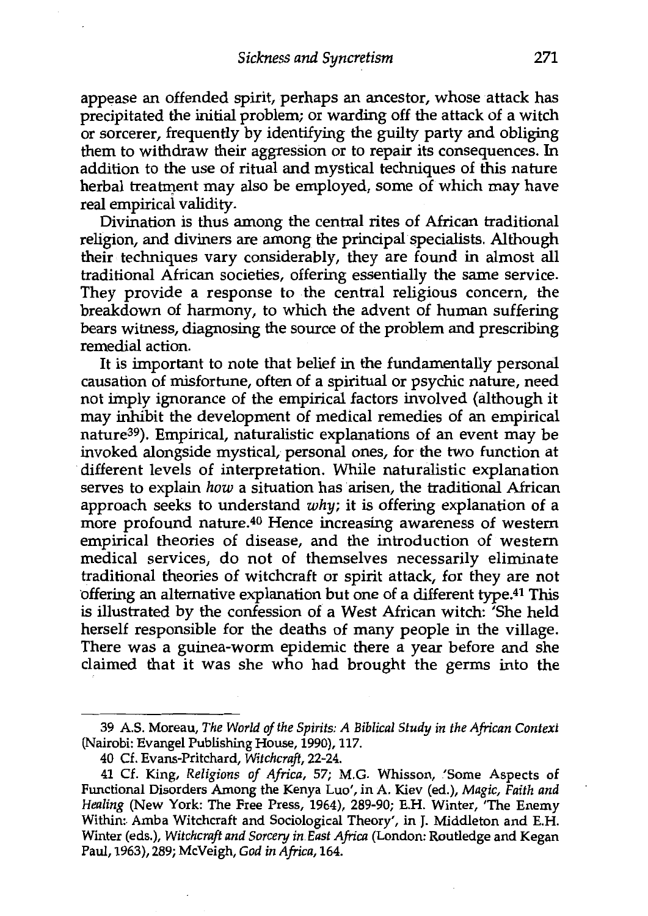appease an offended spirit, perhaps an ancestor, whose attack has precipitated the initial problem; or warding off the attack of a witch or sorcerer, frequently by identifying the guilty party and obliging them to withdraw their aggression or to repair its consequences. In addition to the use of ritual and mystical techniques of this nature herbal treatment may also be employed, some of which may have real empirical validity.

Divination is thus among the central rites of African traditional religion, and diviners are among the principal specialists. Although their techniques vary considerably, they are found in almost all traditional African societies, offering essentially the same service. They provide a response to the central religious concern, the breakdown of harmony, to which the advent of human suffering bears witness, diagnosing the source of the problem and prescribing remedial action.

It is important to note that belief in the fundamentally personal causation of misfortune, often of a spiritual or psychic nature, need not imply ignorance of the empirical factors involved (although it may inhibit the development of medical remedies of an empirical nature[39]). Empirical, naturalistic explanations of an event may be invoked alongside mystical, personal ones, for the two function at different levels of interpretation. While naturalistic explanation serves to explain *how* a situation has arisen, the traditional African approach seeks to understand *why*; it is offering explanation of a more profound nature.[40] Hence increasing awareness of western empirical theories of disease, and the introduction of western medical services, do not of themselves necessarily eliminate traditional theories of witchcraft or spirit attack, for they are not offering an alternative explanation but one of a different type.[41] This is illustrated by the confession of a West African witch: 'She held herself responsible for the deaths of many people in the village. There was a guinea-worm epidemic there a year before and she claimed that it was she who had brought the germs into the

---

39 A.S. Moreau, *The World of the Spirits: A Biblical Study in the African Context* (Nairobi: Evangel Publishing House, 1990), 117.

40 Cf. Evans-Pritchard, *Witchcraft*, 22-24.

41 Cf. King, *Religions of Africa*, 57; M.G. Whisson, 'Some Aspects of Functional Disorders Among the Kenya Luo', in A. Kiev (ed.), *Magic, Faith and Healing* (New York: The Free Press, 1964), 289-90; E.H. Winter, 'The Enemy Within: Amba Witchcraft and Sociological Theory', in J. Middleton and E.H. Winter (eds.), *Witchcraft and Sorcery in East Africa* (London: Routledge and Kegan Paul, 1963), 289; McVeigh, *God in Africa*, 164.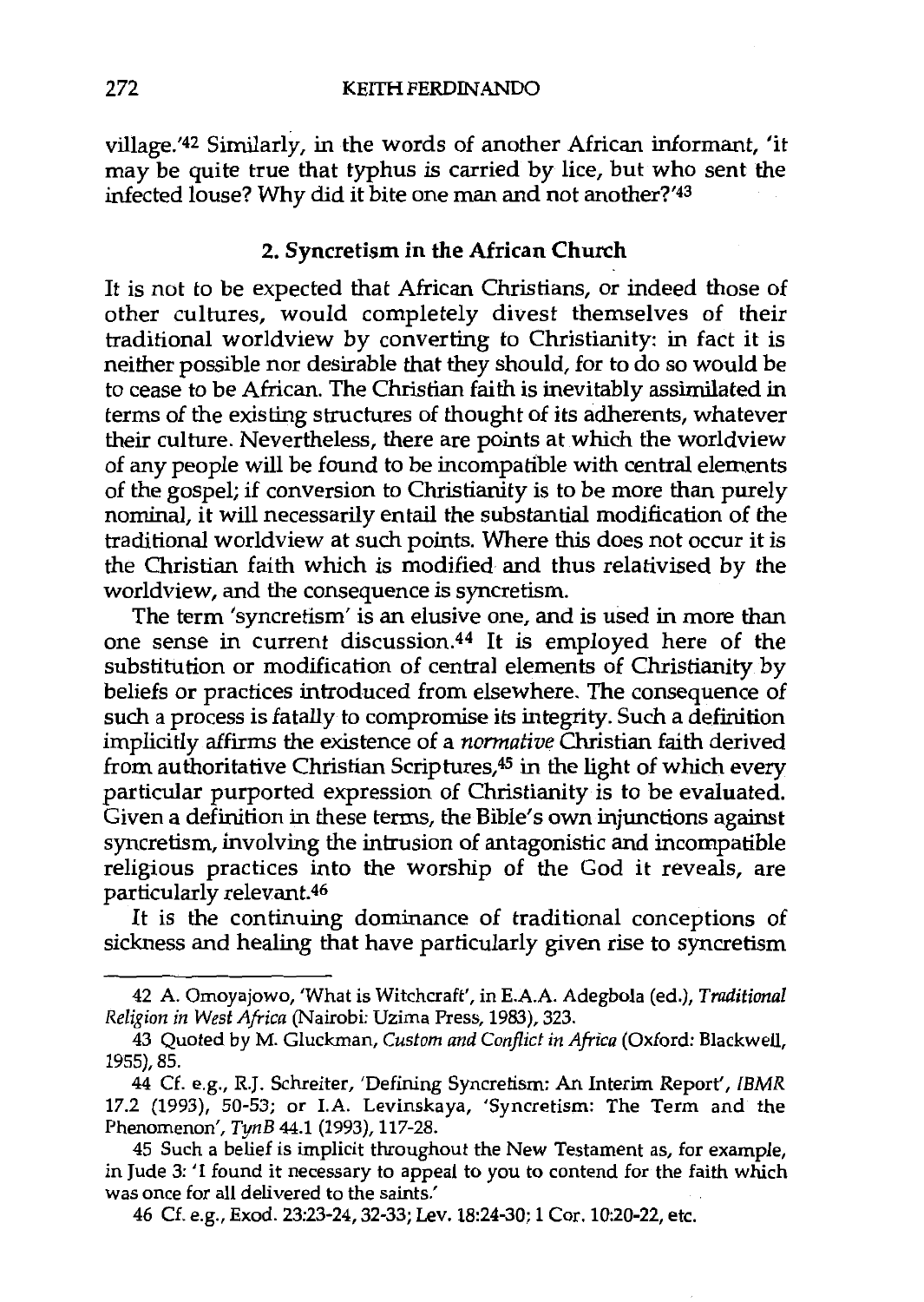village.'[42] Similarly, in the words of another African informant, 'it may be quite true that typhus is carried by lice, but who sent the infected louse? Why did it bite one man and not another?'[43]

## 2. Syncretism in the African Church

It is not to be expected that African Christians, or indeed those of other cultures, would completely divest themselves of their traditional worldview by converting to Christianity: in fact it is neither possible nor desirable that they should, for to do so would be to cease to be African. The Christian faith is inevitably assimilated in terms of the existing structures of thought of its adherents, whatever their culture. Nevertheless, there are points at which the worldview of any people will be found to be incompatible with central elements of the gospel; if conversion to Christianity is to be more than purely nominal, it will necessarily entail the substantial modification of the traditional worldview at such points. Where this does not occur it is the Christian faith which is modified and thus relativised by the worldview, and the consequence is syncretism.

The term 'syncretism' is an elusive one, and is used in more than one sense in current discussion.[44] It is employed here of the substitution or modification of central elements of Christianity by beliefs or practices introduced from elsewhere. The consequence of such a process is fatally to compromise its integrity. Such a definition implicitly affirms the existence of a *normative* Christian faith derived from authoritative Christian Scriptures,[45] in the light of which every particular purported expression of Christianity is to be evaluated. Given a definition in these terms, the Bible's own injunctions against syncretism, involving the intrusion of antagonistic and incompatible religious practices into the worship of the God it reveals, are particularly relevant.[46]

It is the continuing dominance of traditional conceptions of sickness and healing that have particularly given rise to syncretism

---

42 A. Omoyajowo, 'What is Witchcraft', in E.A.A. Adegbola (ed.), *Traditional Religion in West Africa* (Nairobi: Uzima Press, 1983), 323.

43 Quoted by M. Gluckman, *Custom and Conflict in Africa* (Oxford: Blackwell, 1955), 85.

44 Cf. e.g., R.J. Schreiter, 'Defining Syncretism: An Interim Report', *IBMR* 17.2 (1993), 50-53; or I.A. Levinskaya, 'Syncretism: The Term and the Phenomenon', *TynB* 44.1 (1993), 117-28.

45 Such a belief is implicit throughout the New Testament as, for example, in Jude 3: 'I found it necessary to appeal to you to contend for the faith which was once for all delivered to the saints.'

46 Cf. e.g., Exod. 23:23-24, 32-33; Lev. 18:24-30; 1 Cor. 10:20-22, etc.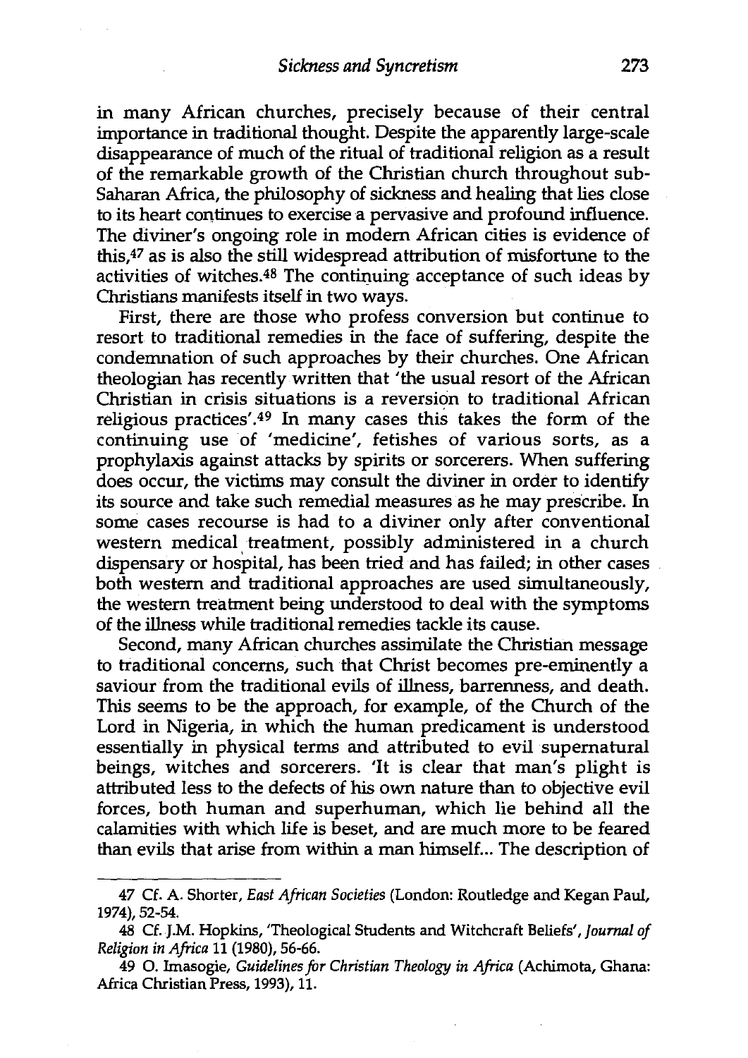in many African churches, precisely because of their central importance in traditional thought. Despite the apparently large-scale disappearance of much of the ritual of traditional religion as a result of the remarkable growth of the Christian church throughout sub-Saharan Africa, the philosophy of sickness and healing that lies close to its heart continues to exercise a pervasive and profound influence. The diviner's ongoing role in modern African cities is evidence of this,[47] as is also the still widespread attribution of misfortune to the activities of witches.[48] The continuing acceptance of such ideas by Christians manifests itself in two ways.

First, there are those who profess conversion but continue to resort to traditional remedies in the face of suffering, despite the condemnation of such approaches by their churches. One African theologian has recently written that 'the usual resort of the African Christian in crisis situations is a reversion to traditional African religious practices'.[49] In many cases this takes the form of the continuing use of 'medicine', fetishes of various sorts, as a prophylaxis against attacks by spirits or sorcerers. When suffering does occur, the victims may consult the diviner in order to identify its source and take such remedial measures as he may prescribe. In some cases recourse is had to a diviner only after conventional western medical treatment, possibly administered in a church dispensary or hospital, has been tried and has failed; in other cases both western and traditional approaches are used simultaneously, the western treatment being understood to deal with the symptoms of the illness while traditional remedies tackle its cause.

Second, many African churches assimilate the Christian message to traditional concerns, such that Christ becomes pre-eminently a saviour from the traditional evils of illness, barrenness, and death. This seems to be the approach, for example, of the Church of the Lord in Nigeria, in which the human predicament is understood essentially in physical terms and attributed to evil supernatural beings, witches and sorcerers. 'It is clear that man's plight is attributed less to the defects of his own nature than to objective evil forces, both human and superhuman, which lie behind all the calamities with which life is beset, and are much more to be feared than evils that arise from within a man himself... The description of

---

47 Cf. A. Shorter, *East African Societies* (London: Routledge and Kegan Paul, 1974), 52-54.

48 Cf. J.M. Hopkins, 'Theological Students and Witchcraft Beliefs', *Journal of Religion in Africa* 11 (1980), 56-66.

49 O. Imasogie, *Guidelines for Christian Theology in Africa* (Achimota, Ghana: Africa Christian Press, 1993), 11.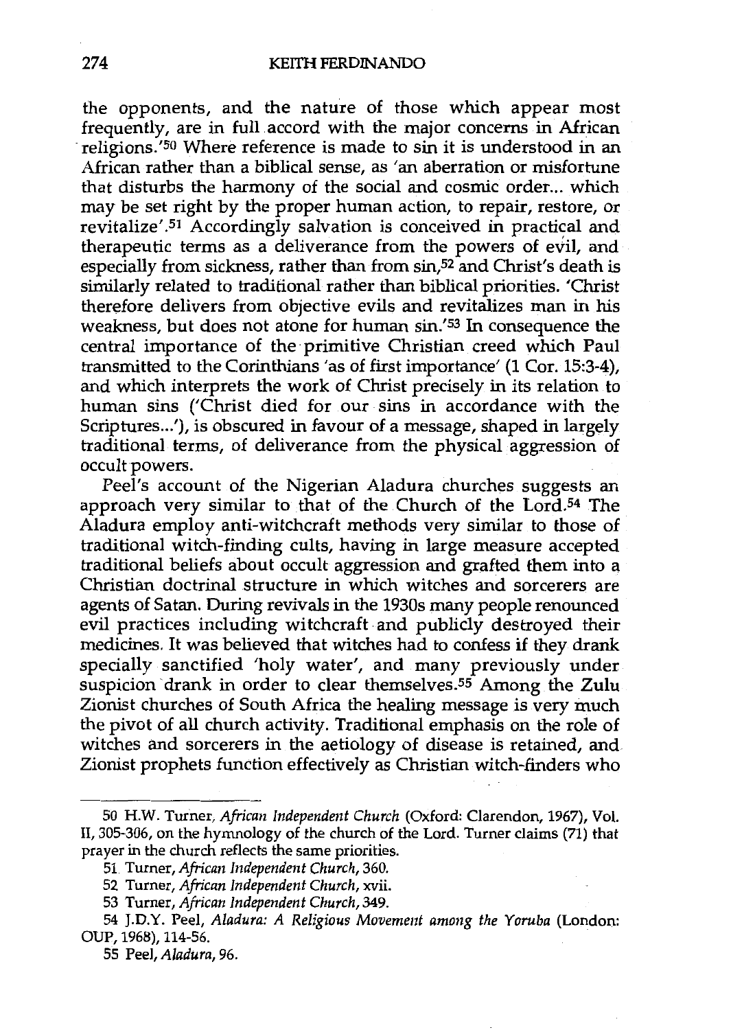the opponents, and the nature of those which appear most frequently, are in full accord with the major concerns in African religions.'[50] Where reference is made to sin it is understood in an African rather than a biblical sense, as 'an aberration or misfortune that disturbs the harmony of the social and cosmic order... which may be set right by the proper human action, to repair, restore, or revitalize'.[51] Accordingly salvation is conceived in practical and therapeutic terms as a deliverance from the powers of evil, and especially from sickness, rather than from sin,[52] and Christ's death is similarly related to traditional rather than biblical priorities. 'Christ therefore delivers from objective evils and revitalizes man in his weakness, but does not atone for human sin.'[53] In consequence the central importance of the primitive Christian creed which Paul transmitted to the Corinthians 'as of first importance' (1 Cor. 15:3-4), and which interprets the work of Christ precisely in its relation to human sins ('Christ died for our sins in accordance with the Scriptures...'), is obscured in favour of a message, shaped in largely traditional terms, of deliverance from the physical aggression of occult powers.

Peel's account of the Nigerian Aladura churches suggests an approach very similar to that of the Church of the Lord.[54] The Aladura employ anti-witchcraft methods very similar to those of traditional witch-finding cults, having in large measure accepted traditional beliefs about occult aggression and grafted them into a Christian doctrinal structure in which witches and sorcerers are agents of Satan. During revivals in the 1930s many people renounced evil practices including witchcraft and publicly destroyed their medicines. It was believed that witches had to confess if they drank specially sanctified 'holy water', and many previously under suspicion drank in order to clear themselves.[55] Among the Zulu Zionist churches of South Africa the healing message is very much the pivot of all church activity. Traditional emphasis on the role of witches and sorcerers in the aetiology of disease is retained, and Zionist prophets function effectively as Christian witch-finders who

---

50 H.W. Turner, *African Independent Church* (Oxford: Clarendon, 1967), Vol. II, 305-306, on the hymnology of the church of the Lord. Turner claims (71) that prayer in the church reflects the same priorities.

51 Turner, *African Independent Church*, 360.

52 Turner, *African Independent Church*, xvii.

53 Turner, *African Independent Church*, 349.

54 J.D.Y. Peel, *Aladura: A Religious Movement among the Yoruba* (London: OUP, 1968), 114-56.

55 Peel, *Aladura*, 96.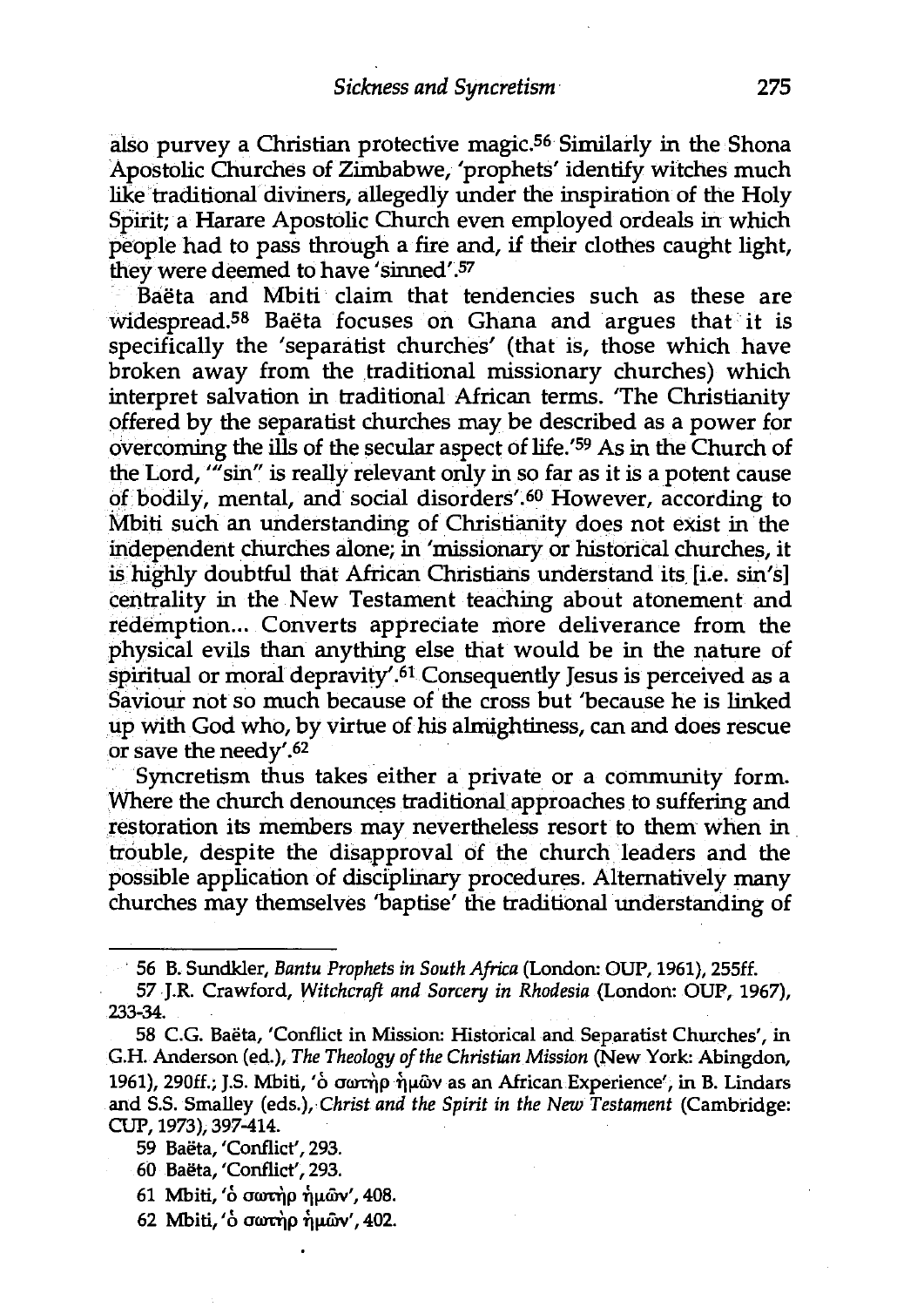also purvey a Christian protective magic.[56] Similarly in the Shona Apostolic Churches of Zimbabwe, 'prophets' identify witches much like traditional diviners, allegedly under the inspiration of the Holy Spirit; a Harare Apostolic Church even employed ordeals in which people had to pass through a fire and, if their clothes caught light, they were deemed to have 'sinned'.[57]

Baëta and Mbiti claim that tendencies such as these are widespread.[58] Baëta focuses on Ghana and argues that it is specifically the 'separatist churches' (that is, those which have broken away from the traditional missionary churches) which interpret salvation in traditional African terms. 'The Christianity offered by the separatist churches may be described as a power for overcoming the ills of the secular aspect of life.'[59] As in the Church of the Lord, '"sin" is really relevant only in so far as it is a potent cause of bodily, mental, and social disorders'.[60] However, according to Mbiti such an understanding of Christianity does not exist in the independent churches alone; in 'missionary or historical churches, it is highly doubtful that African Christians understand its [i.e. sin's] centrality in the New Testament teaching about atonement and redemption... Converts appreciate more deliverance from the physical evils than anything else that would be in the nature of spiritual or moral depravity'.[61] Consequently Jesus is perceived as a Saviour not so much because of the cross but 'because he is linked up with God who, by virtue of his almightiness, can and does rescue or save the needy'.[62]

Syncretism thus takes either a private or a community form. Where the church denounces traditional approaches to suffering and restoration its members may nevertheless resort to them when in trouble, despite the disapproval of the church leaders and the possible application of disciplinary procedures. Alternatively many churches may themselves 'baptise' the traditional understanding of

---

56 B. Sundkler, *Bantu Prophets in South Africa* (London: OUP, 1961), 255ff.

57 J.R. Crawford, *Witchcraft and Sorcery in Rhodesia* (London: OUP, 1967), 233-34.

58 C.G. Baëta, 'Conflict in Mission: Historical and Separatist Churches', in G.H. Anderson (ed.), *The Theology of the Christian Mission* (New York: Abingdon, 1961), 290ff.; J.S. Mbiti, 'ὁ σωτὴρ ἡμῶν as an African Experience', in B. Lindars and S.S. Smalley (eds.), *Christ and the Spirit in the New Testament* (Cambridge: CUP, 1973), 397-414.

59 Baëta, 'Conflict', 293.

60 Baëta, 'Conflict', 293.

61 Mbiti, 'ὁ σωτὴρ ἡμῶν', 408.

62 Mbiti, 'ὁ σωτὴρ ἡμῶν', 402.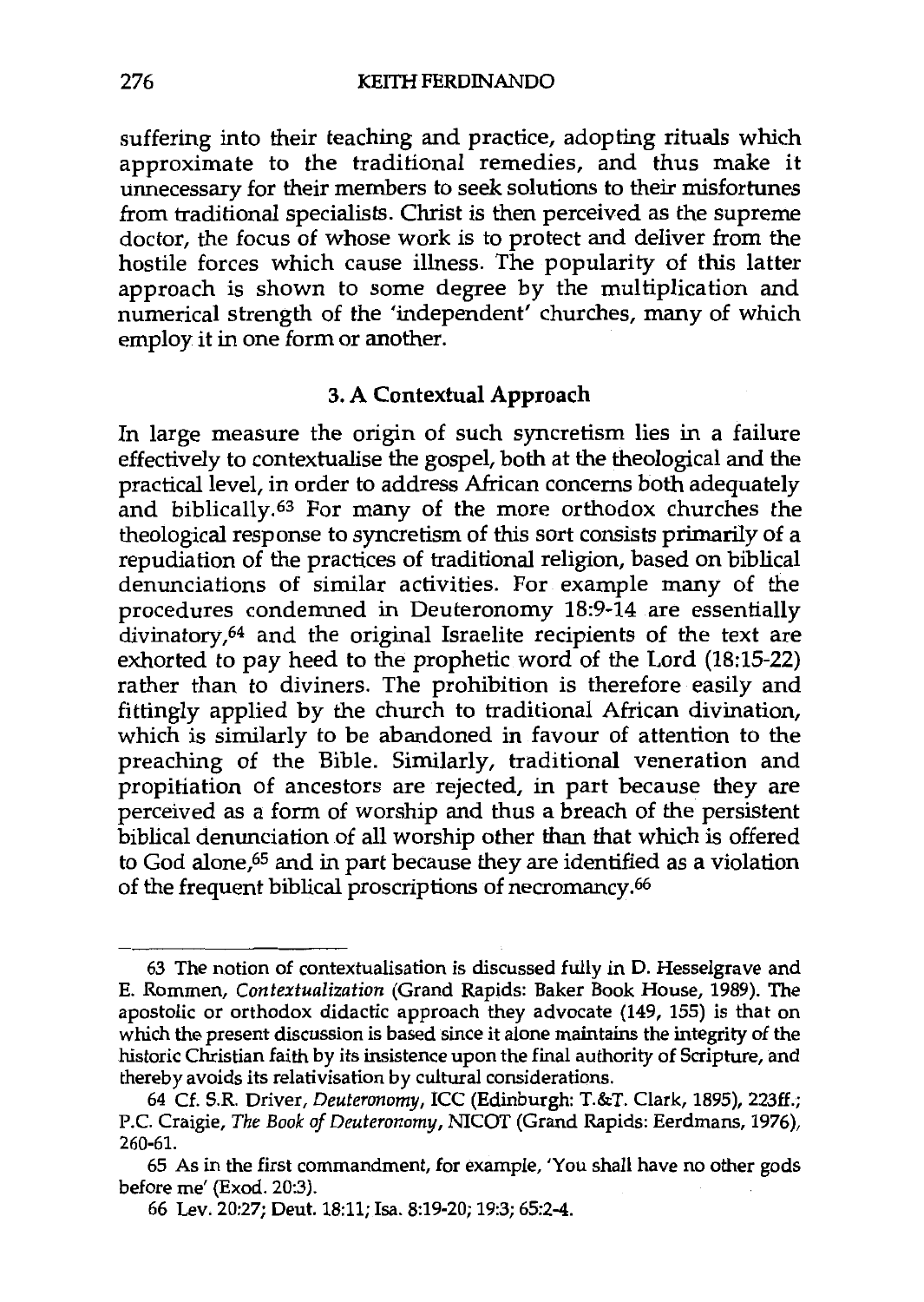suffering into their teaching and practice, adopting rituals which approximate to the traditional remedies, and thus make it unnecessary for their members to seek solutions to their misfortunes from traditional specialists. Christ is then perceived as the supreme doctor, the focus of whose work is to protect and deliver from the hostile forces which cause illness. The popularity of this latter approach is shown to some degree by the multiplication and numerical strength of the 'independent' churches, many of which employ it in one form or another.

### 3. A Contextual Approach

In large measure the origin of such syncretism lies in a failure effectively to contextualise the gospel, both at the theological and the practical level, in order to address African concerns both adequately and biblically.[63] For many of the more orthodox churches the theological response to syncretism of this sort consists primarily of a repudiation of the practices of traditional religion, based on biblical denunciations of similar activities. For example many of the procedures condemned in Deuteronomy 18:9-14 are essentially divinatory,[64] and the original Israelite recipients of the text are exhorted to pay heed to the prophetic word of the Lord (18:15-22) rather than to diviners. The prohibition is therefore easily and fittingly applied by the church to traditional African divination, which is similarly to be abandoned in favour of attention to the preaching of the Bible. Similarly, traditional veneration and propitiation of ancestors are rejected, in part because they are perceived as a form of worship and thus a breach of the persistent biblical denunciation of all worship other than that which is offered to God alone,[65] and in part because they are identified as a violation of the frequent biblical proscriptions of necromancy.[66]

---

63 The notion of contextualisation is discussed fully in D. Hesselgrave and E. Rommen, *Contextualization* (Grand Rapids: Baker Book House, 1989). The apostolic or orthodox didactic approach they advocate (149, 155) is that on which the present discussion is based since it alone maintains the integrity of the historic Christian faith by its insistence upon the final authority of Scripture, and thereby avoids its relativisation by cultural considerations.

64 Cf. S.R. Driver, *Deuteronomy*, ICC (Edinburgh: T.&T. Clark, 1895), 223ff.; P.C. Craigie, *The Book of Deuteronomy*, NICOT (Grand Rapids: Eerdmans, 1976), 260-61.

65 As in the first commandment, for example, 'You shall have no other gods before me' (Exod. 20:3).

66 Lev. 20:27; Deut. 18:11; Isa. 8:19-20; 19:3; 65:2-4.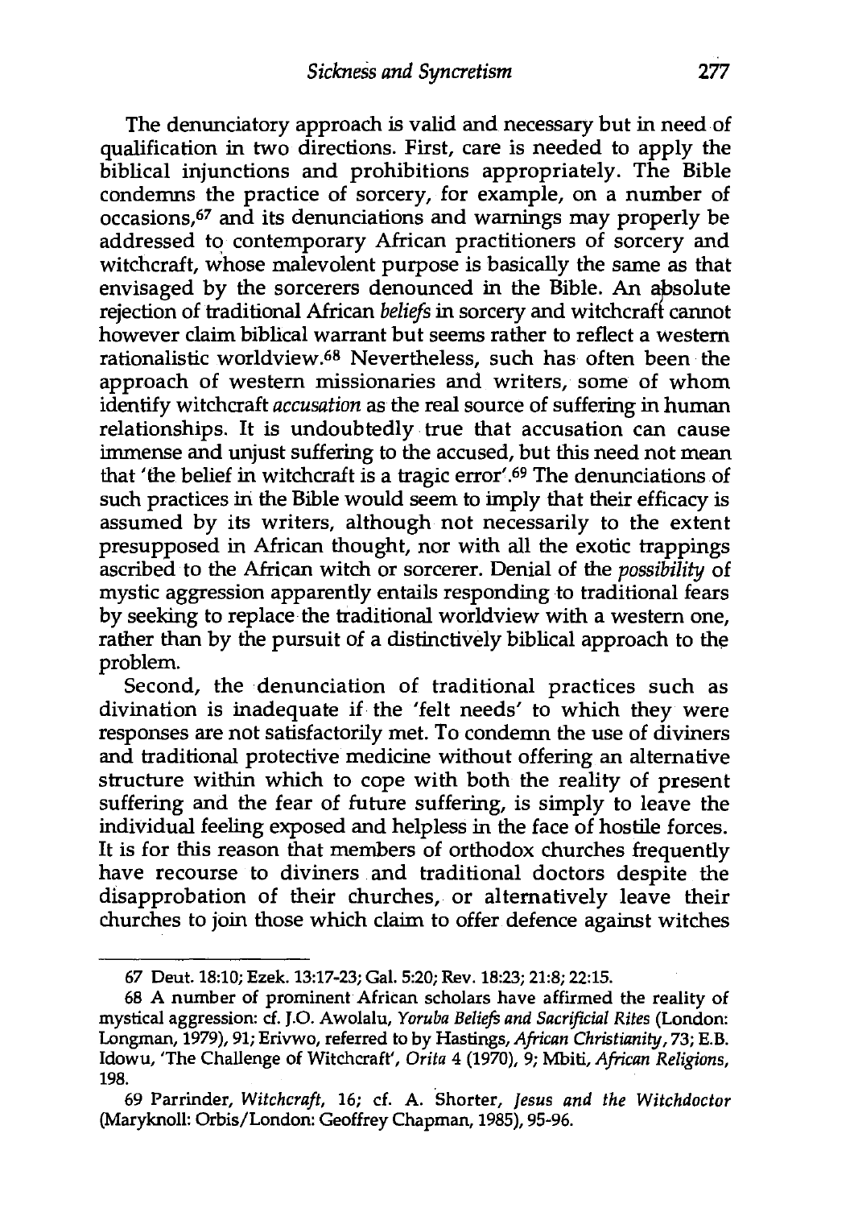The denunciatory approach is valid and necessary but in need of qualification in two directions. First, care is needed to apply the biblical injunctions and prohibitions appropriately. The Bible condemns the practice of sorcery, for example, on a number of occasions,[67] and its denunciations and warnings may properly be addressed to contemporary African practitioners of sorcery and witchcraft, whose malevolent purpose is basically the same as that envisaged by the sorcerers denounced in the Bible. An absolute rejection of traditional African *beliefs* in sorcery and witchcraft cannot however claim biblical warrant but seems rather to reflect a western rationalistic worldview.[68] Nevertheless, such has often been the approach of western missionaries and writers, some of whom identify witchcraft *accusation* as the real source of suffering in human relationships. It is undoubtedly true that accusation can cause immense and unjust suffering to the accused, but this need not mean that 'the belief in witchcraft is a tragic error'.[69] The denunciations of such practices in the Bible would seem to imply that their efficacy is assumed by its writers, although not necessarily to the extent presupposed in African thought, nor with all the exotic trappings ascribed to the African witch or sorcerer. Denial of the *possibility* of mystic aggression apparently entails responding to traditional fears by seeking to replace the traditional worldview with a western one, rather than by the pursuit of a distinctively biblical approach to the problem.

Second, the denunciation of traditional practices such as divination is inadequate if the 'felt needs' to which they were responses are not satisfactorily met. To condemn the use of diviners and traditional protective medicine without offering an alternative structure within which to cope with both the reality of present suffering and the fear of future suffering, is simply to leave the individual feeling exposed and helpless in the face of hostile forces. It is for this reason that members of orthodox churches frequently have recourse to diviners and traditional doctors despite the disapprobation of their churches, or alternatively leave their churches to join those which claim to offer defence against witches

---

67 Deut. 18:10; Ezek. 13:17-23; Gal. 5:20; Rev. 18:23; 21:8; 22:15.

68 A number of prominent African scholars have affirmed the reality of mystical aggression: cf. J.O. Awolalu, *Yoruba Beliefs and Sacrificial Rites* (London: Longman, 1979), 91; Erivwo, referred to by Hastings, *African Christianity*, 73; E.B. Idowu, 'The Challenge of Witchcraft', *Orita* 4 (1970), 9; Mbiti, *African Religions*, 198.

69 Parrinder, *Witchcraft*, 16; cf. A. Shorter, *Jesus and the Witchdoctor* (Maryknoll: Orbis/London: Geoffrey Chapman, 1985), 95-96.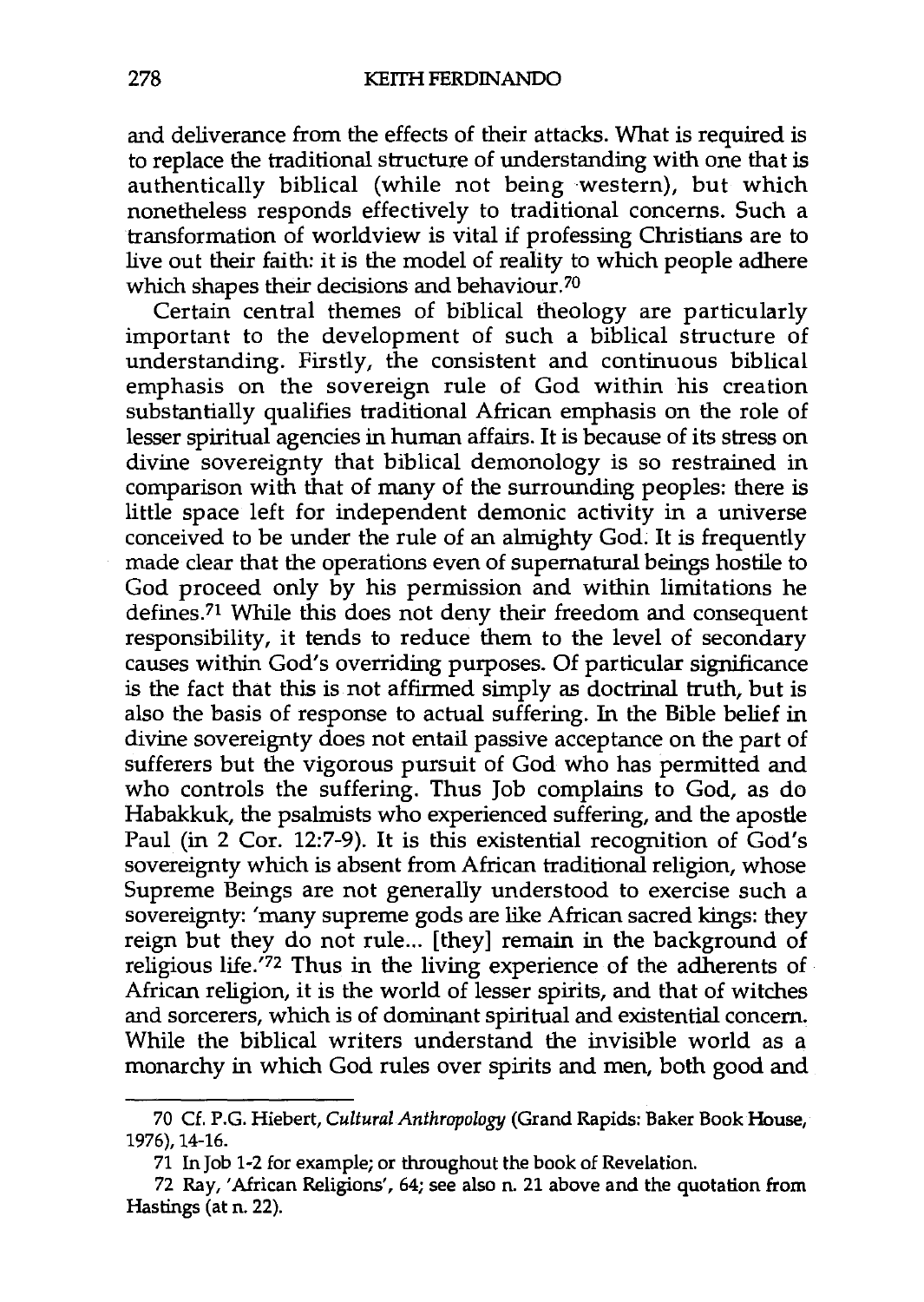and deliverance from the effects of their attacks. What is required is to replace the traditional structure of understanding with one that is authentically biblical (while not being western), but which nonetheless responds effectively to traditional concerns. Such a transformation of worldview is vital if professing Christians are to live out their faith: it is the model of reality to which people adhere which shapes their decisions and behaviour.[70]

Certain central themes of biblical theology are particularly important to the development of such a biblical structure of understanding. Firstly, the consistent and continuous biblical emphasis on the sovereign rule of God within his creation substantially qualifies traditional African emphasis on the role of lesser spiritual agencies in human affairs. It is because of its stress on divine sovereignty that biblical demonology is so restrained in comparison with that of many of the surrounding peoples: there is little space left for independent demonic activity in a universe conceived to be under the rule of an almighty God. It is frequently made clear that the operations even of supernatural beings hostile to God proceed only by his permission and within limitations he defines.[71] While this does not deny their freedom and consequent responsibility, it tends to reduce them to the level of secondary causes within God's overriding purposes. Of particular significance is the fact that this is not affirmed simply as doctrinal truth, but is also the basis of response to actual suffering. In the Bible belief in divine sovereignty does not entail passive acceptance on the part of sufferers but the vigorous pursuit of God who has permitted and who controls the suffering. Thus Job complains to God, as do Habakkuk, the psalmists who experienced suffering, and the apostle Paul (in 2 Cor. 12:7-9). It is this existential recognition of God's sovereignty which is absent from African traditional religion, whose Supreme Beings are not generally understood to exercise such a sovereignty: 'many supreme gods are like African sacred kings: they reign but they do not rule... [they] remain in the background of religious life.'[72] Thus in the living experience of the adherents of African religion, it is the world of lesser spirits, and that of witches and sorcerers, which is of dominant spiritual and existential concern. While the biblical writers understand the invisible world as a monarchy in which God rules over spirits and men, both good and

---

70 Cf. P.G. Hiebert, *Cultural Anthropology* (Grand Rapids: Baker Book House, 1976), 14-16.

71 In Job 1-2 for example; or throughout the book of Revelation.

72 Ray, 'African Religions', 64; see also n. 21 above and the quotation from Hastings (at n. 22).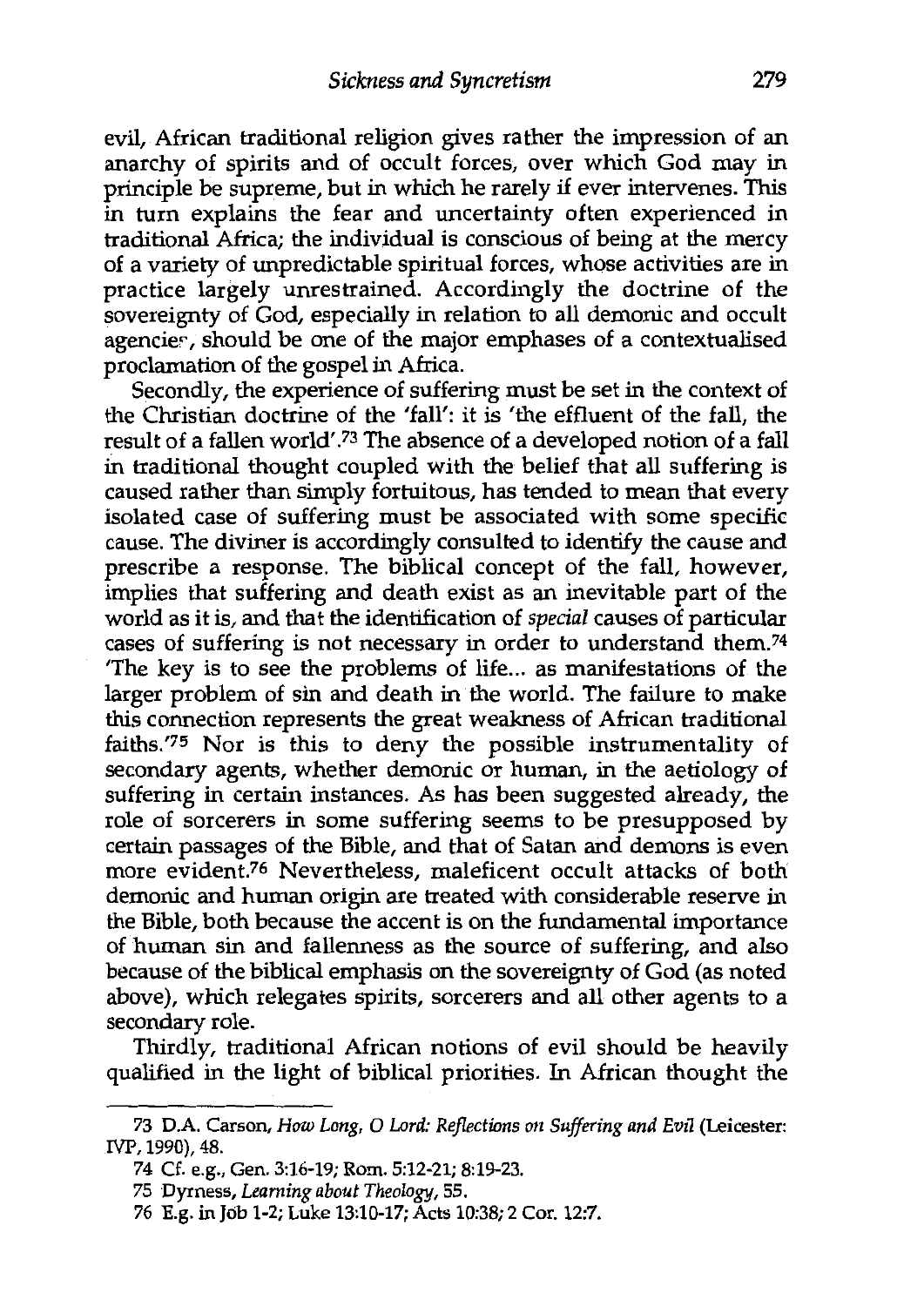evil, African traditional religion gives rather the impression of an anarchy of spirits and of occult forces, over which God may in principle be supreme, but in which he rarely if ever intervenes. This in turn explains the fear and uncertainty often experienced in traditional Africa; the individual is conscious of being at the mercy of a variety of unpredictable spiritual forces, whose activities are in practice largely unrestrained. Accordingly the doctrine of the sovereignty of God, especially in relation to all demonic and occult agencies, should be one of the major emphases of a contextualised proclamation of the gospel in Africa.

Secondly, the experience of suffering must be set in the context of the Christian doctrine of the 'fall': it is 'the effluent of the fall, the result of a fallen world'.[73] The absence of a developed notion of a fall in traditional thought coupled with the belief that all suffering is caused rather than simply fortuitous, has tended to mean that every isolated case of suffering must be associated with some specific cause. The diviner is accordingly consulted to identify the cause and prescribe a response. The biblical concept of the fall, however, implies that suffering and death exist as an inevitable part of the world as it is, and that the identification of *special* causes of particular cases of suffering is not necessary in order to understand them.[74] 'The key is to see the problems of life... as manifestations of the larger problem of sin and death in the world. The failure to make this connection represents the great weakness of African traditional faiths.'[75] Nor is this to deny the possible instrumentality of secondary agents, whether demonic or human, in the aetiology of suffering in certain instances. As has been suggested already, the role of sorcerers in some suffering seems to be presupposed by certain passages of the Bible, and that of Satan and demons is even more evident.[76] Nevertheless, maleficent occult attacks of both demonic and human origin are treated with considerable reserve in the Bible, both because the accent is on the fundamental importance of human sin and fallenness as the source of suffering, and also because of the biblical emphasis on the sovereignty of God (as noted above), which relegates spirits, sorcerers and all other agents to a secondary role.

Thirdly, traditional African notions of evil should be heavily qualified in the light of biblical priorities. In African thought the

---

73 D.A. Carson, *How Long, O Lord: Reflections on Suffering and Evil* (Leicester: IVP, 1990), 48.

74 Cf. e.g., Gen. 3:16-19; Rom. 5:12-21; 8:19-23.

75 Dyrness, *Learning about Theology*, 55.

76 E.g. in Job 1-2; Luke 13:10-17; Acts 10:38; 2 Cor. 12:7.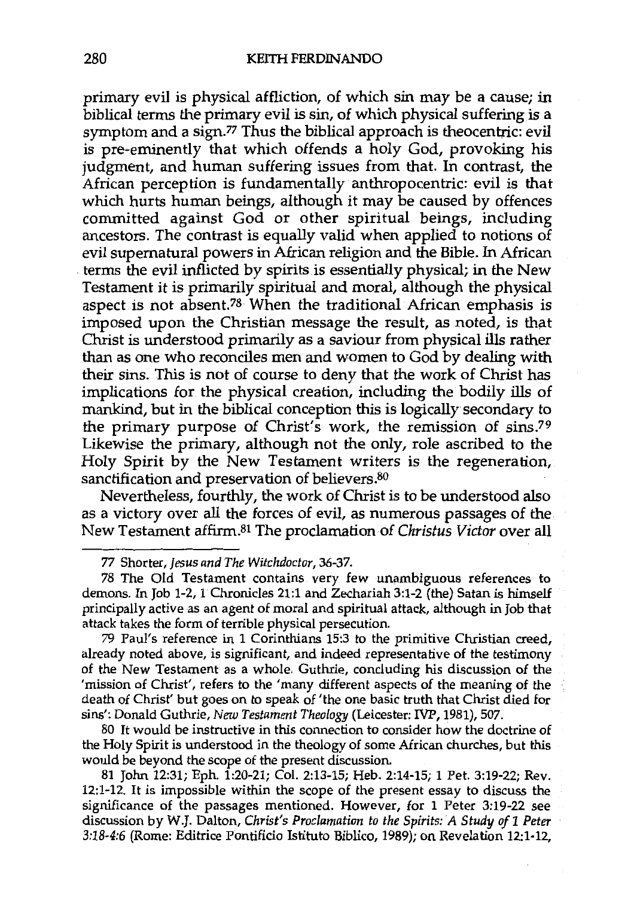primary evil is physical affliction, of which sin may be a cause; in biblical terms the primary evil is sin, of which physical suffering is a symptom and a sign.[77] Thus the biblical approach is theocentric: evil is pre-eminently that which offends a holy God, provoking his judgment, and human suffering issues from that. In contrast, the African perception is fundamentally anthropocentric: evil is that which hurts human beings, although it may be caused by offences committed against God or other spiritual beings, including ancestors. The contrast is equally valid when applied to notions of evil supernatural powers in African religion and the Bible. In African terms the evil inflicted by spirits is essentially physical; in the New Testament it is primarily spiritual and moral, although the physical aspect is not absent.[78] When the traditional African emphasis is imposed upon the Christian message the result, as noted, is that Christ is understood primarily as a saviour from physical ills rather than as one who reconciles men and women to God by dealing with their sins. This is not of course to deny that the work of Christ has implications for the physical creation, including the bodily ills of mankind, but in the biblical conception this is logically secondary to the primary purpose of Christ's work, the remission of sins.[79] Likewise the primary, although not the only, role ascribed to the Holy Spirit by the New Testament writers is the regeneration, sanctification and preservation of believers.[80]

Nevertheless, fourthly, the work of Christ is to be understood also as a victory over all the forces of evil, as numerous passages of the New Testament affirm.[81] The proclamation of *Christus Victor* over all

---

77 Shorter, *Jesus and The Witchdoctor*, 36-37.

78 The Old Testament contains very few unambiguous references to demons. In Job 1-2, 1 Chronicles 21:1 and Zechariah 3:1-2 (the) Satan is himself principally active as an agent of moral and spiritual attack, although in Job that attack takes the form of terrible physical persecution.

79 Paul's reference in 1 Corinthians 15:3 to the primitive Christian creed, already noted above, is significant, and indeed representative of the testimony of the New Testament as a whole. Guthrie, concluding his discussion of the 'mission of Christ', refers to the 'many different aspects of the meaning of the death of Christ' but goes on to speak of 'the one basic truth that Christ died for sins': Donald Guthrie, *New Testament Theology* (Leicester: IVP, 1981), 507.

80 It would be instructive in this connection to consider how the doctrine of the Holy Spirit is understood in the theology of some African churches, but this would be beyond the scope of the present discussion.

81 John 12:31; Eph. 1:20-21; Col. 2:13-15; Heb. 2:14-15; 1 Pet. 3:19-22; Rev. 12:1-12. It is impossible within the scope of the present essay to discuss the significance of the passages mentioned. However, for 1 Peter 3:19-22 see discussion by W.J. Dalton, *Christ's Proclamation to the Spirits: A Study of 1 Peter 3:18-4:6* (Rome: Editrice Pontificio Istituto Biblico, 1989); on Revelation 12:1-12,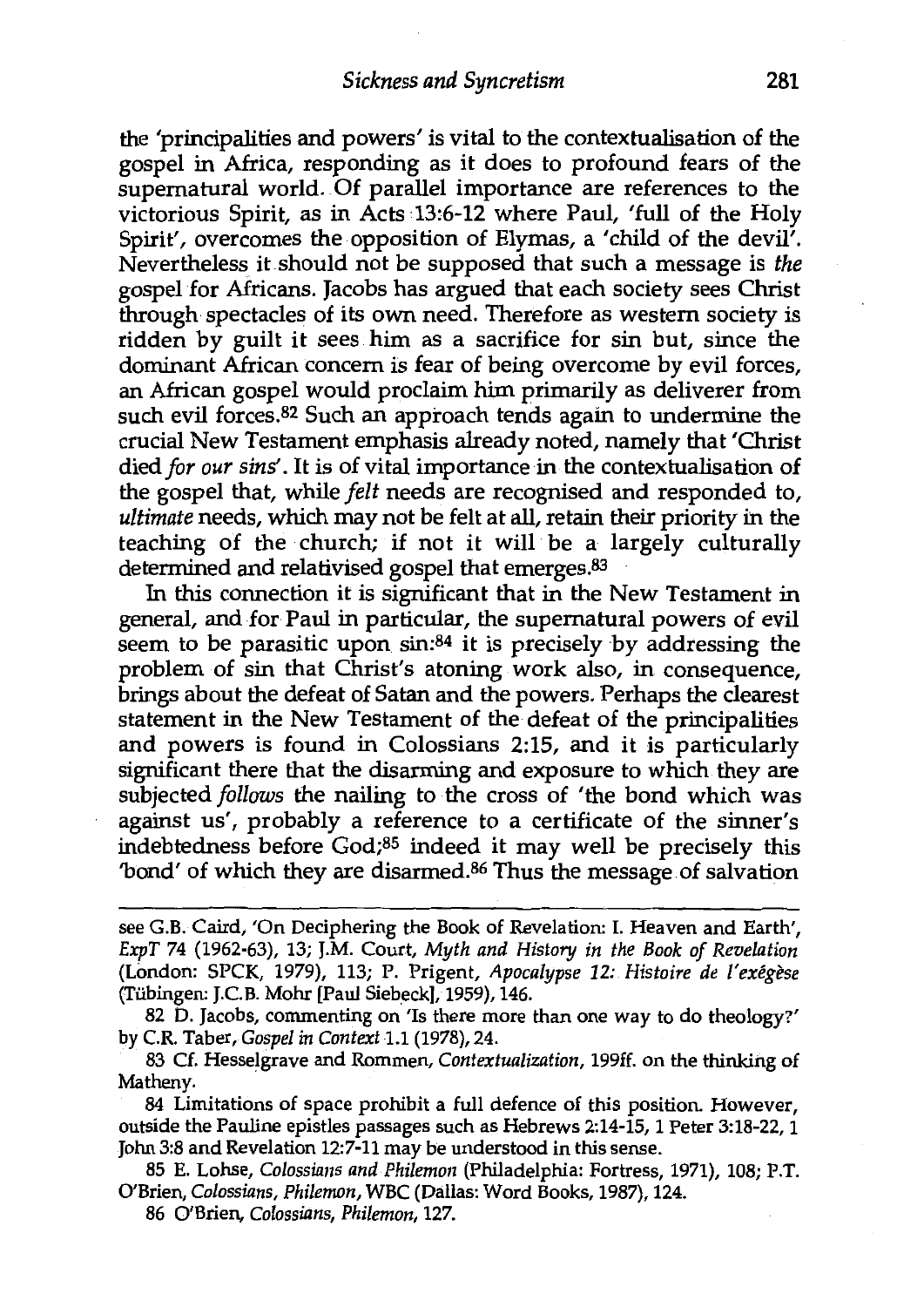the 'principalities and powers' is vital to the contextualisation of the gospel in Africa, responding as it does to profound fears of the supernatural world. Of parallel importance are references to the victorious Spirit, as in Acts 13:6-12 where Paul, 'full of the Holy Spirit', overcomes the opposition of Elymas, a 'child of the devil'. Nevertheless it should not be supposed that such a message is *the* gospel for Africans. Jacobs has argued that each society sees Christ through spectacles of its own need. Therefore as western society is ridden by guilt it sees him as a sacrifice for sin but, since the dominant African concern is fear of being overcome by evil forces, an African gospel would proclaim him primarily as deliverer from such evil forces.[82] Such an approach tends again to undermine the crucial New Testament emphasis already noted, namely that 'Christ died *for our sins*'. It is of vital importance in the contextualisation of the gospel that, while *felt* needs are recognised and responded to, *ultimate* needs, which may not be felt at all, retain their priority in the teaching of the church; if not it will be a largely culturally determined and relativised gospel that emerges.[83]

In this connection it is significant that in the New Testament in general, and for Paul in particular, the supernatural powers of evil seem to be parasitic upon sin:[84] it is precisely by addressing the problem of sin that Christ's atoning work also, in consequence, brings about the defeat of Satan and the powers. Perhaps the clearest statement in the New Testament of the defeat of the principalities and powers is found in Colossians 2:15, and it is particularly significant there that the disarming and exposure to which they are subjected *follows* the nailing to the cross of 'the bond which was against us', probably a reference to a certificate of the sinner's indebtedness before God;[85] indeed it may well be precisely this 'bond' of which they are disarmed.[86] Thus the message of salvation

---

see G.B. Caird, 'On Deciphering the Book of Revelation: I. Heaven and Earth', *ExpT* 74 (1962-63), 13; J.M. Court, *Myth and History in the Book of Revelation* (London: SPCK, 1979), 113; P. Prigent, *Apocalypse 12: Histoire de l'exégèse* (Tübingen: J.C.B. Mohr [Paul Siebeck], 1959), 146.

82 D. Jacobs, commenting on 'Is there more than one way to do theology?' by C.R. Taber, *Gospel in Context* 1.1 (1978), 24.

83 Cf. Hesselgrave and Rommen, *Contextualization*, 199ff. on the thinking of Matheny.

84 Limitations of space prohibit a full defence of this position. However, outside the Pauline epistles passages such as Hebrews 2:14-15, 1 Peter 3:18-22, 1 John 3:8 and Revelation 12:7-11 may be understood in this sense.

85 E. Lohse, *Colossians and Philemon* (Philadelphia: Fortress, 1971), 108; P.T. O'Brien, *Colossians, Philemon*, WBC (Dallas: Word Books, 1987), 124.

86 O'Brien, *Colossians, Philemon*, 127.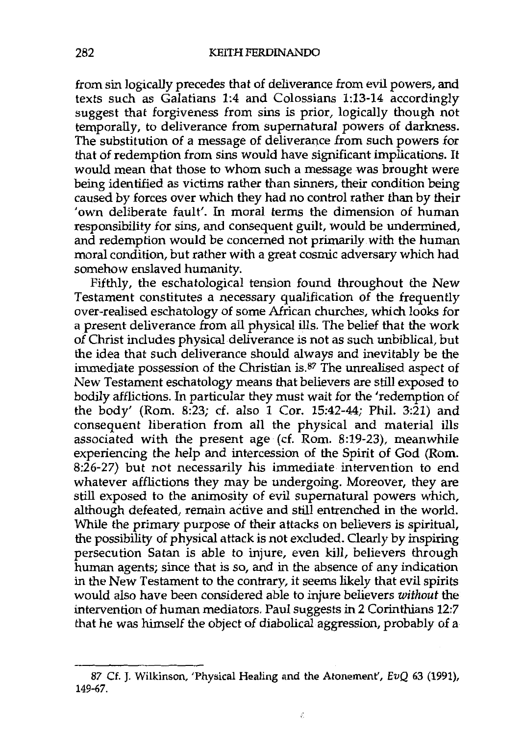from sin logically precedes that of deliverance from evil powers, and texts such as Galatians 1:4 and Colossians 1:13-14 accordingly suggest that forgiveness from sins is prior, logically though not temporally, to deliverance from supernatural powers of darkness. The substitution of a message of deliverance from such powers for that of redemption from sins would have significant implications. It would mean that those to whom such a message was brought were being identified as victims rather than sinners, their condition being caused by forces over which they had no control rather than by their 'own deliberate fault'. In moral terms the dimension of human responsibility for sins, and consequent guilt, would be undermined, and redemption would be concerned not primarily with the human moral condition, but rather with a great cosmic adversary which had somehow enslaved humanity.

Fifthly, the eschatological tension found throughout the New Testament constitutes a necessary qualification of the frequently over-realised eschatology of some African churches, which looks for a present deliverance from all physical ills. The belief that the work of Christ includes physical deliverance is not as such unbiblical, but the idea that such deliverance should always and inevitably be the immediate possession of the Christian is.[87] The unrealised aspect of New Testament eschatology means that believers are still exposed to bodily afflictions. In particular they must wait for the 'redemption of the body' (Rom. 8:23; cf. also 1 Cor. 15:42-44; Phil. 3:21) and consequent liberation from all the physical and material ills associated with the present age (cf. Rom. 8:19-23), meanwhile experiencing the help and intercession of the Spirit of God (Rom. 8:26-27) but not necessarily his immediate intervention to end whatever afflictions they may be undergoing. Moreover, they are still exposed to the animosity of evil supernatural powers which, although defeated, remain active and still entrenched in the world. While the primary purpose of their attacks on believers is spiritual, the possibility of physical attack is not excluded. Clearly by inspiring persecution Satan is able to injure, even kill, believers through human agents; since that is so, and in the absence of any indication in the New Testament to the contrary, it seems likely that evil spirits would also have been considered able to injure believers *without* the intervention of human mediators. Paul suggests in 2 Corinthians 12:7 that he was himself the object of diabolical aggression, probably of a

---

87 Cf. J. Wilkinson, 'Physical Healing and the Atonement', *EvQ* 63 (1991), 149-67.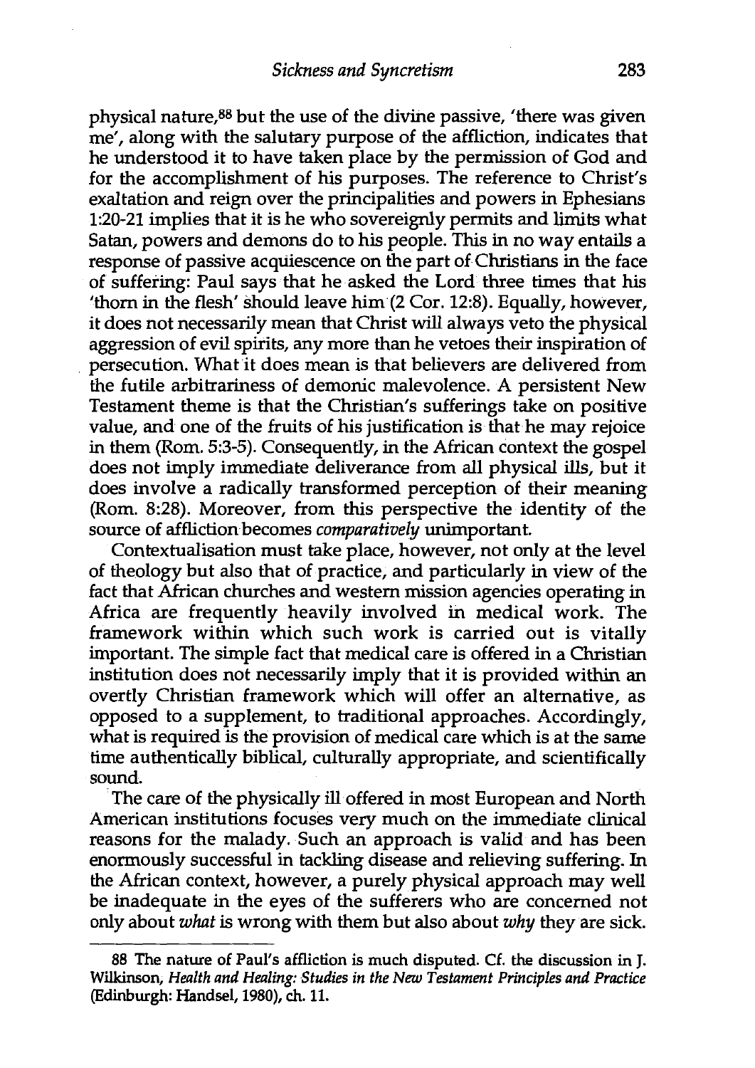physical nature,[88] but the use of the divine passive, 'there was given me', along with the salutary purpose of the affliction, indicates that he understood it to have taken place by the permission of God and for the accomplishment of his purposes. The reference to Christ's exaltation and reign over the principalities and powers in Ephesians 1:20-21 implies that it is he who sovereignly permits and limits what Satan, powers and demons do to his people. This in no way entails a response of passive acquiescence on the part of Christians in the face of suffering: Paul says that he asked the Lord three times that his 'thorn in the flesh' should leave him (2 Cor. 12:8). Equally, however, it does not necessarily mean that Christ will always veto the physical aggression of evil spirits, any more than he vetoes their inspiration of persecution. What it does mean is that believers are delivered from the futile arbitrariness of demonic malevolence. A persistent New Testament theme is that the Christian's sufferings take on positive value, and one of the fruits of his justification is that he may rejoice in them (Rom. 5:3-5). Consequently, in the African context the gospel does not imply immediate deliverance from all physical ills, but it does involve a radically transformed perception of their meaning (Rom. 8:28). Moreover, from this perspective the identity of the source of affliction becomes *comparatively* unimportant.

Contextualisation must take place, however, not only at the level of theology but also that of practice, and particularly in view of the fact that African churches and western mission agencies operating in Africa are frequently heavily involved in medical work. The framework within which such work is carried out is vitally important. The simple fact that medical care is offered in a Christian institution does not necessarily imply that it is provided within an overtly Christian framework which will offer an alternative, as opposed to a supplement, to traditional approaches. Accordingly, what is required is the provision of medical care which is at the same time authentically biblical, culturally appropriate, and scientifically sound.

The care of the physically ill offered in most European and North American institutions focuses very much on the immediate clinical reasons for the malady. Such an approach is valid and has been enormously successful in tackling disease and relieving suffering. In the African context, however, a purely physical approach may well be inadequate in the eyes of the sufferers who are concerned not only about *what* is wrong with them but also about *why* they are sick.

---

88 The nature of Paul's affliction is much disputed. Cf. the discussion in J. Wilkinson, *Health and Healing: Studies in the New Testament Principles and Practice* (Edinburgh: Handsel, 1980), ch. 11.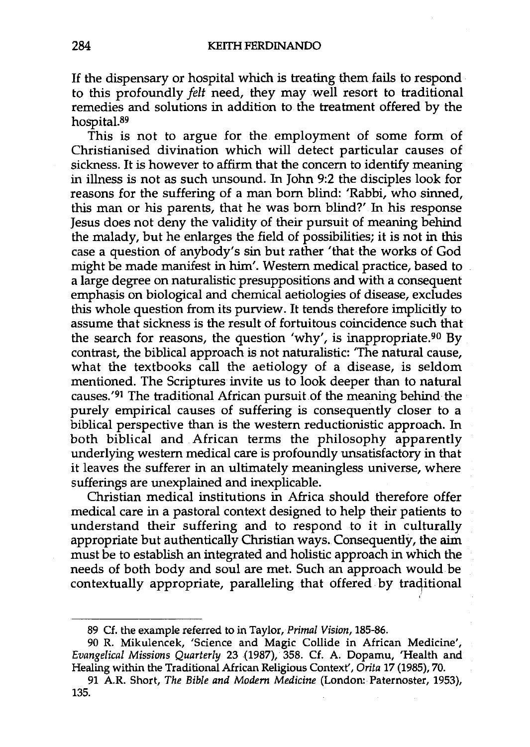If the dispensary or hospital which is treating them fails to respond to this profoundly *felt* need, they may well resort to traditional remedies and solutions in addition to the treatment offered by the hospital.[89]

This is not to argue for the employment of some form of Christianised divination which will detect particular causes of sickness. It is however to affirm that the concern to identify meaning in illness is not as such unsound. In John 9:2 the disciples look for reasons for the suffering of a man born blind: 'Rabbi, who sinned, this man or his parents, that he was born blind?' In his response Jesus does not deny the validity of their pursuit of meaning behind the malady, but he enlarges the field of possibilities; it is not in this case a question of anybody's sin but rather 'that the works of God might be made manifest in him'. Western medical practice, based to a large degree on naturalistic presuppositions and with a consequent emphasis on biological and chemical aetiologies of disease, excludes this whole question from its purview. It tends therefore implicitly to assume that sickness is the result of fortuitous coincidence such that the search for reasons, the question 'why', is inappropriate.[90] By contrast, the biblical approach is not naturalistic: 'The natural cause, what the textbooks call the aetiology of a disease, is seldom mentioned. The Scriptures invite us to look deeper than to natural causes.'[91] The traditional African pursuit of the meaning behind the purely empirical causes of suffering is consequently closer to a biblical perspective than is the western reductionistic approach. In both biblical and African terms the philosophy apparently underlying western medical care is profoundly unsatisfactory in that it leaves the sufferer in an ultimately meaningless universe, where sufferings are unexplained and inexplicable.

Christian medical institutions in Africa should therefore offer medical care in a pastoral context designed to help their patients to understand their suffering and to respond to it in culturally appropriate but authentically Christian ways. Consequently, the aim must be to establish an integrated and holistic approach in which the needs of both body and soul are met. Such an approach would be contextually appropriate, paralleling that offered by traditional

---

89 Cf. the example referred to in Taylor, *Primal Vision*, 185-86.

90 R. Mikulencek, 'Science and Magic Collide in African Medicine', *Evangelical Missions Quarterly* 23 (1987), 358. Cf. A. Dopamu, 'Health and Healing within the Traditional African Religious Context', *Orita* 17 (1985), 70.

91 A.R. Short, *The Bible and Modern Medicine* (London: Paternoster, 1953), 135.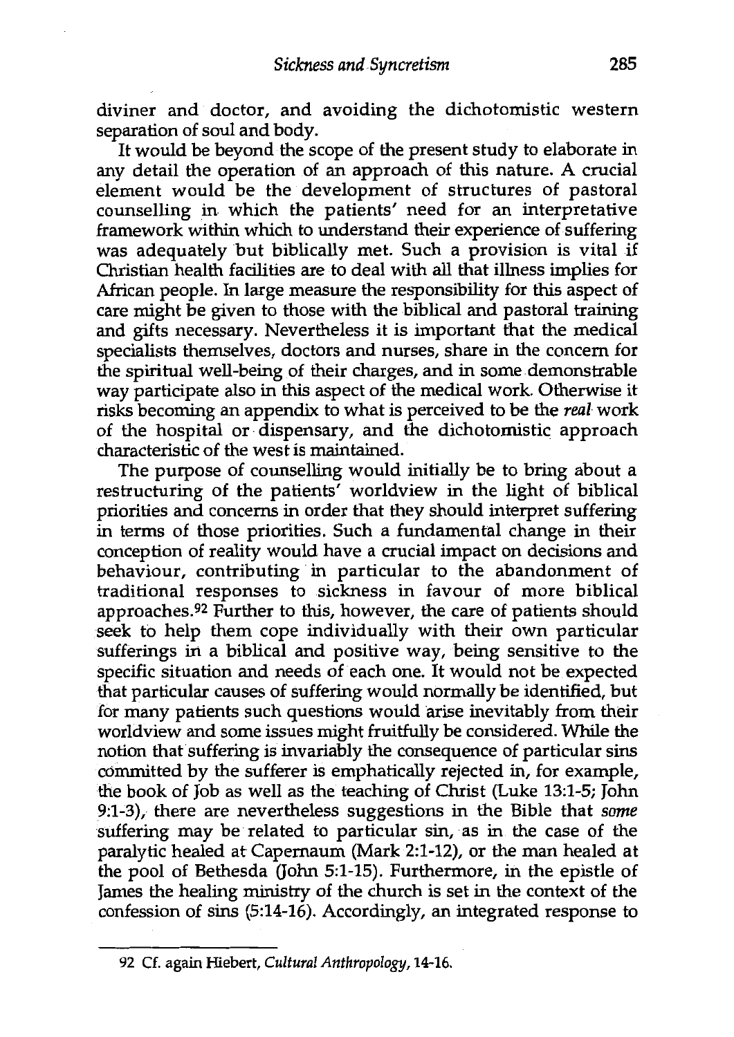diviner and doctor, and avoiding the dichotomistic western separation of soul and body.

It would be beyond the scope of the present study to elaborate in any detail the operation of an approach of this nature. A crucial element would be the development of structures of pastoral counselling in which the patients' need for an interpretative framework within which to understand their experience of suffering was adequately but biblically met. Such a provision is vital if Christian health facilities are to deal with all that illness implies for African people. In large measure the responsibility for this aspect of care might be given to those with the biblical and pastoral training and gifts necessary. Nevertheless it is important that the medical specialists themselves, doctors and nurses, share in the concern for the spiritual well-being of their charges, and in some demonstrable way participate also in this aspect of the medical work. Otherwise it risks becoming an appendix to what is perceived to be the *real* work of the hospital or dispensary, and the dichotomistic approach characteristic of the west is maintained.

The purpose of counselling would initially be to bring about a restructuring of the patients' worldview in the light of biblical priorities and concerns in order that they should interpret suffering in terms of those priorities. Such a fundamental change in their conception of reality would have a crucial impact on decisions and behaviour, contributing in particular to the abandonment of traditional responses to sickness in favour of more biblical approaches.[92] Further to this, however, the care of patients should seek to help them cope individually with their own particular sufferings in a biblical and positive way, being sensitive to the specific situation and needs of each one. It would not be expected that particular causes of suffering would normally be identified, but for many patients such questions would arise inevitably from their worldview and some issues might fruitfully be considered. While the notion that suffering is invariably the consequence of particular sins committed by the sufferer is emphatically rejected in, for example, the book of Job as well as the teaching of Christ (Luke 13:1-5; John 9:1-3), there are nevertheless suggestions in the Bible that *some* suffering may be related to particular sin, as in the case of the paralytic healed at Capernaum (Mark 2:1-12), or the man healed at the pool of Bethesda (John 5:1-15). Furthermore, in the epistle of James the healing ministry of the church is set in the context of the confession of sins (5:14-16). Accordingly, an integrated response to

---

92 Cf. again Hiebert, *Cultural Anthropology*, 14-16.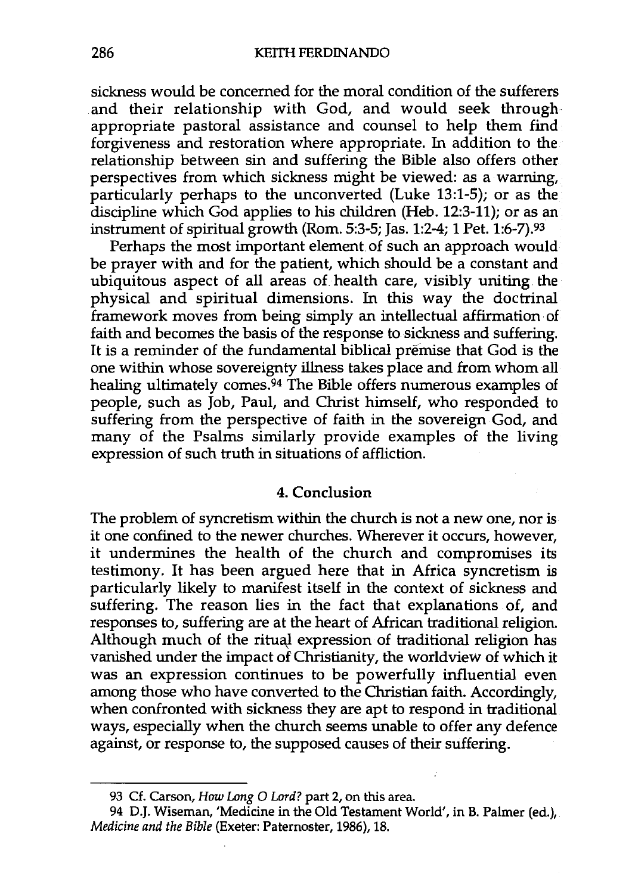sickness would be concerned for the moral condition of the sufferers and their relationship with God, and would seek through appropriate pastoral assistance and counsel to help them find forgiveness and restoration where appropriate. In addition to the relationship between sin and suffering the Bible also offers other perspectives from which sickness might be viewed: as a warning, particularly perhaps to the unconverted (Luke 13:1-5); or as the discipline which God applies to his children (Heb. 12:3-11); or as an instrument of spiritual growth (Rom. 5:3-5; Jas. 1:2-4; 1 Pet. 1:6-7).[93]

Perhaps the most important element of such an approach would be prayer with and for the patient, which should be a constant and ubiquitous aspect of all areas of health care, visibly uniting the physical and spiritual dimensions. In this way the doctrinal framework moves from being simply an intellectual affirmation of faith and becomes the basis of the response to sickness and suffering. It is a reminder of the fundamental biblical premise that God is the one within whose sovereignty illness takes place and from whom all healing ultimately comes.[94] The Bible offers numerous examples of people, such as Job, Paul, and Christ himself, who responded to suffering from the perspective of faith in the sovereign God, and many of the Psalms similarly provide examples of the living expression of such truth in situations of affliction.

## 4. Conclusion

The problem of syncretism within the church is not a new one, nor is it one confined to the newer churches. Wherever it occurs, however, it undermines the health of the church and compromises its testimony. It has been argued here that in Africa syncretism is particularly likely to manifest itself in the context of sickness and suffering. The reason lies in the fact that explanations of, and responses to, suffering are at the heart of African traditional religion. Although much of the ritual expression of traditional religion has vanished under the impact of Christianity, the worldview of which it was an expression continues to be powerfully influential even among those who have converted to the Christian faith. Accordingly, when confronted with sickness they are apt to respond in traditional ways, especially when the church seems unable to offer any defence against, or response to, the supposed causes of their suffering.

---

93 Cf. Carson, *How Long O Lord?* part 2, on this area.

94 D.J. Wiseman, 'Medicine in the Old Testament World', in B. Palmer (ed.), *Medicine and the Bible* (Exeter: Paternoster, 1986), 18.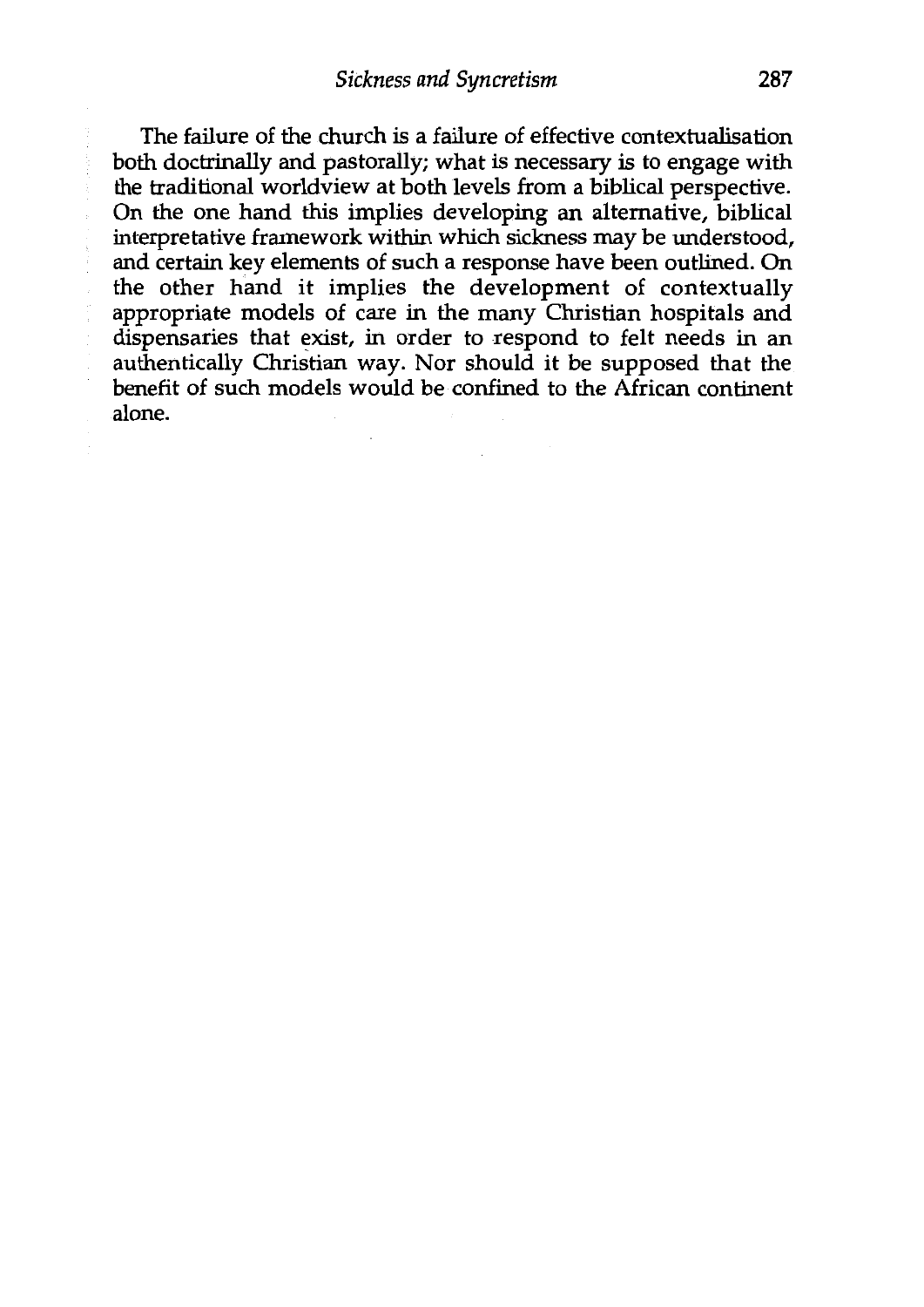The failure of the church is a failure of effective contextualisation both doctrinally and pastorally; what is necessary is to engage with the traditional worldview at both levels from a biblical perspective. On the one hand this implies developing an alternative, biblical interpretative framework within which sickness may be understood, and certain key elements of such a response have been outlined. On the other hand it implies the development of contextually appropriate models of care in the many Christian hospitals and dispensaries that exist, in order to respond to felt needs in an authentically Christian way. Nor should it be supposed that the benefit of such models would be confined to the African continent alone.